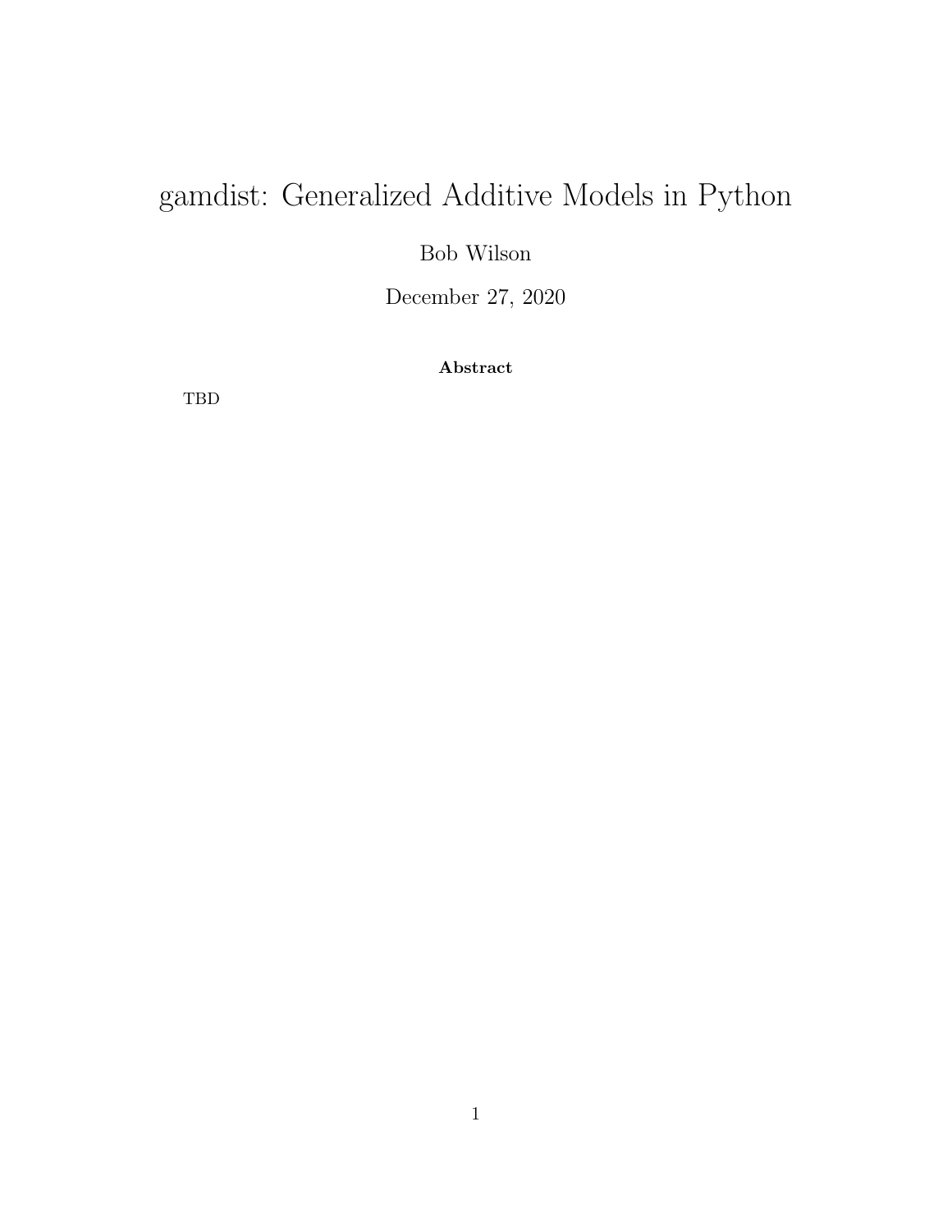# gamdist: Generalized Additive Models in Python

Bob Wilson

December 27, 2020

**Abstract**

TBD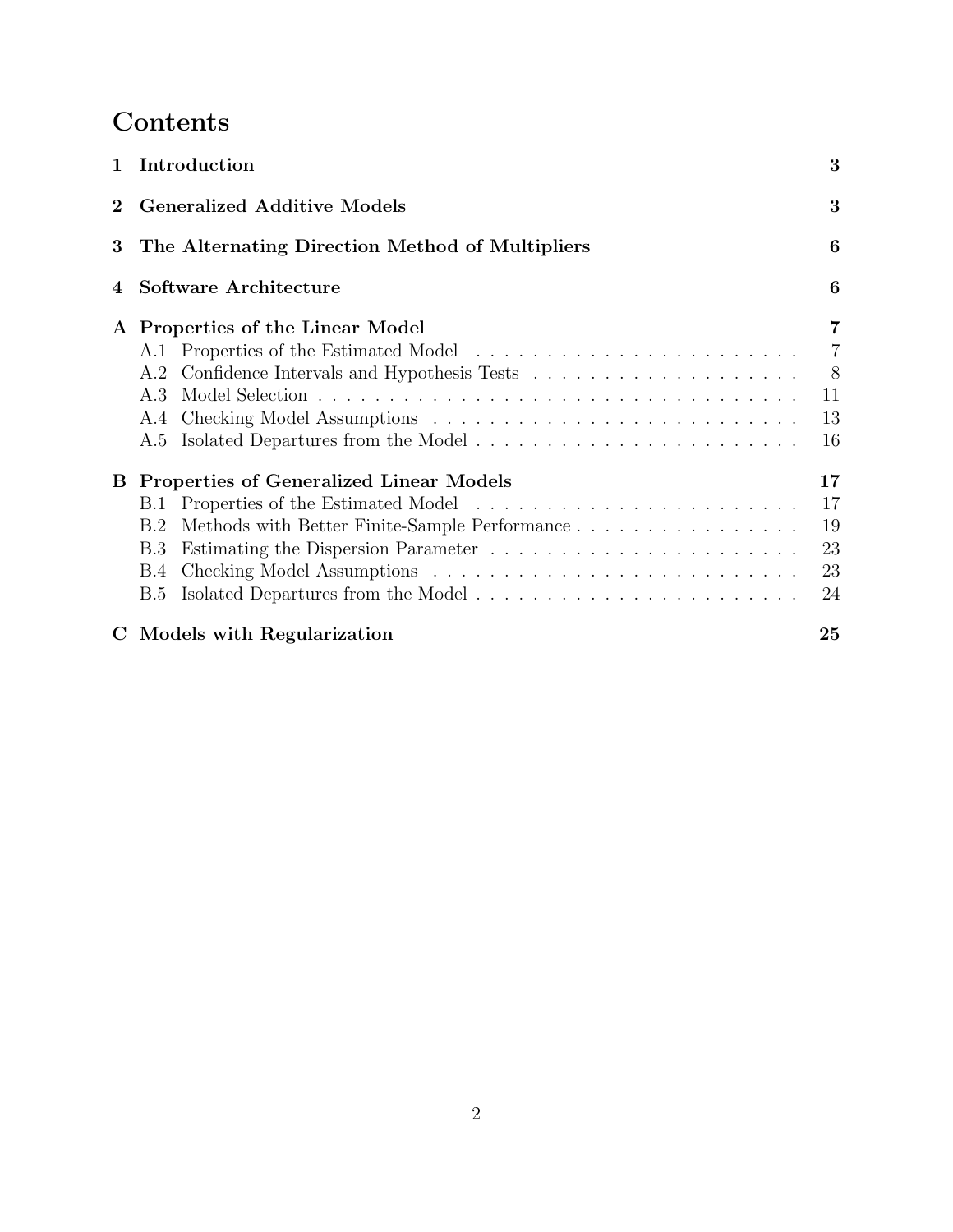# Contents

**1 Introduction** — 3

**2 Generalized Additive Models** — 3

**3 The Alternating Direction Method of Multipliers** — 6

**4 Software Architecture** — 6

**A Properties of the Linear Model** — 7

- A.1 Properties of the Estimated Model — 7
- A.2 Confidence Intervals and Hypothesis Tests — 8
- A.3 Model Selection — 11
- A.4 Checking Model Assumptions — 13
- A.5 Isolated Departures from the Model — 16

**B Properties of Generalized Linear Models** — 17

- B.1 Properties of the Estimated Model — 17
- B.2 Methods with Better Finite-Sample Performance — 19
- B.3 Estimating the Dispersion Parameter — 23
- B.4 Checking Model Assumptions — 23
- B.5 Isolated Departures from the Model — 24

**C Models with Regularization** — 25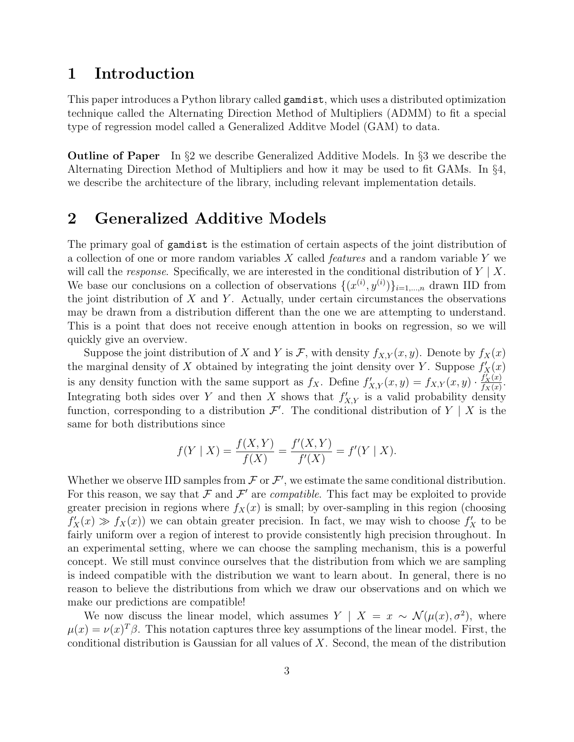# 1 Introduction

This paper introduces a Python library called `gamdist`, which uses a distributed optimization technique called the Alternating Direction Method of Multipliers (ADMM) to fit a special type of regression model called a Generalized Additve Model (GAM) to data.

**Outline of Paper** In §2 we describe Generalized Additive Models. In §3 we describe the Alternating Direction Method of Multipliers and how it may be used to fit GAMs. In §4, we describe the architecture of the library, including relevant implementation details.

# 2 Generalized Additive Models

The primary goal of `gamdist` is the estimation of certain aspects of the joint distribution of a collection of one or more random variables $X$ called *features* and a random variable $Y$ we will call the *response*. Specifically, we are interested in the conditional distribution of $Y \mid X$. We base our conclusions on a collection of observations $\{(x^{(i)}, y^{(i)})\}_{i=1,\ldots,n}$ drawn IID from the joint distribution of $X$ and $Y$. Actually, under certain circumstances the observations may be drawn from a distribution different than the one we are attempting to understand. This is a point that does not receive enough attention in books on regression, so we will quickly give an overview.

Suppose the joint distribution of $X$ and $Y$ is $\mathcal{F}$, with density $f_{X,Y}(x, y)$. Denote by $f_X(x)$ the marginal density of $X$ obtained by integrating the joint density over $Y$. Suppose $f'_X(x)$ is any density function with the same support as $f_X$. Define $f'_{X,Y}(x, y) = f_{X,Y}(x, y) \cdot \frac{f'_X(x)}{f_X(x)}$. Integrating both sides over $Y$ and then $X$ shows that $f'_{X,Y}$ is a valid probability density function, corresponding to a distribution $\mathcal{F}'$. The conditional distribution of $Y \mid X$ is the same for both distributions since

$$f(Y \mid X) = \frac{f(X, Y)}{f(X)} = \frac{f'(X, Y)}{f'(X)} = f'(Y \mid X).$$

Whether we observe IID samples from $\mathcal{F}$ or $\mathcal{F}'$, we estimate the same conditional distribution. For this reason, we say that $\mathcal{F}$ and $\mathcal{F}'$ are *compatible*. This fact may be exploited to provide greater precision in regions where $f_X(x)$ is small; by over-sampling in this region (choosing $f'_X(x) \gg f_X(x)$) we can obtain greater precision. In fact, we may wish to choose $f'_X$ to be fairly uniform over a region of interest to provide consistently high precision throughout. In an experimental setting, where we can choose the sampling mechanism, this is a powerful concept. We still must convince ourselves that the distribution from which we are sampling is indeed compatible with the distribution we want to learn about. In general, there is no reason to believe the distributions from which we draw our observations and on which we make our predictions are compatible!

We now discuss the linear model, which assumes $Y \mid X = x \sim \mathcal{N}(\mu(x), \sigma^2)$, where $\mu(x) = \nu(x)^T \beta$. This notation captures three key assumptions of the linear model. First, the conditional distribution is Gaussian for all values of $X$. Second, the mean of the distribution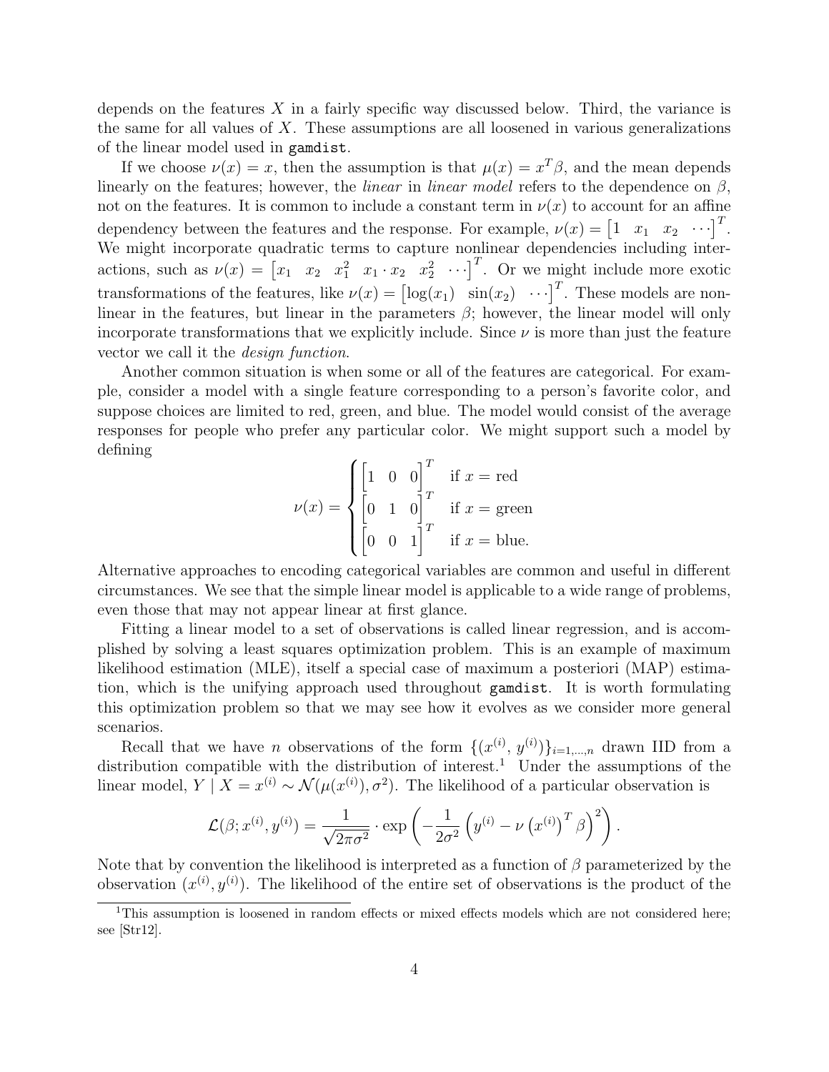depends on the features $X$ in a fairly specific way discussed below. Third, the variance is the same for all values of $X$. These assumptions are all loosened in various generalizations of the linear model used in `gamdist`.

If we choose $\nu(x) = x$, then the assumption is that $\mu(x) = x^T \beta$, and the mean depends linearly on the features; however, the *linear* in *linear model* refers to the dependence on $\beta$, not on the features. It is common to include a constant term in $\nu(x)$ to account for an affine dependency between the features and the response. For example, $\nu(x) = \begin{bmatrix} 1 & x_1 & x_2 & \cdots \end{bmatrix}^T$. We might incorporate quadratic terms to capture nonlinear dependencies including interactions, such as $\nu(x) = \begin{bmatrix} x_1 & x_2 & x_1^2 & x_1 \cdot x_2 & x_2^2 & \cdots \end{bmatrix}^T$. Or we might include more exotic transformations of the features, like $\nu(x) = \begin{bmatrix} \log(x_1) & \sin(x_2) & \cdots \end{bmatrix}^T$. These models are nonlinear in the features, but linear in the parameters $\beta$; however, the linear model will only incorporate transformations that we explicitly include. Since $\nu$ is more than just the feature vector we call it the *design function*.

Another common situation is when some or all of the features are categorical. For example, consider a model with a single feature corresponding to a person's favorite color, and suppose choices are limited to red, green, and blue. The model would consist of the average responses for people who prefer any particular color. We might support such a model by defining

$$\nu(x) = \begin{cases} \begin{bmatrix} 1 & 0 & 0 \end{bmatrix}^T & \text{if } x = \text{red} \\ \begin{bmatrix} 0 & 1 & 0 \end{bmatrix}^T & \text{if } x = \text{green} \\ \begin{bmatrix} 0 & 0 & 1 \end{bmatrix}^T & \text{if } x = \text{blue}. \end{cases}$$

Alternative approaches to encoding categorical variables are common and useful in different circumstances. We see that the simple linear model is applicable to a wide range of problems, even those that may not appear linear at first glance.

Fitting a linear model to a set of observations is called linear regression, and is accomplished by solving a least squares optimization problem. This is an example of maximum likelihood estimation (MLE), itself a special case of maximum a posteriori (MAP) estimation, which is the unifying approach used throughout `gamdist`. It is worth formulating this optimization problem so that we may see how it evolves as we consider more general scenarios.

Recall that we have $n$ observations of the form $\{(x^{(i)}, y^{(i)})\}_{i=1,\ldots,n}$ drawn IID from a distribution compatible with the distribution of interest.[1] Under the assumptions of the linear model, $Y \mid X = x^{(i)} \sim \mathcal{N}(\mu(x^{(i)}), \sigma^2)$. The likelihood of a particular observation is

$$\mathcal{L}(\beta; x^{(i)}, y^{(i)}) = \frac{1}{\sqrt{2\pi\sigma^2}} \cdot \exp\left( -\frac{1}{2\sigma^2} \left( y^{(i)} - \nu\left(x^{(i)}\right)^T \beta \right)^2 \right).$$

Note that by convention the likelihood is interpreted as a function of $\beta$ parameterized by the observation $(x^{(i)}, y^{(i)})$. The likelihood of the entire set of observations is the product of the

[1] This assumption is loosened in random effects or mixed effects models which are not considered here; see [Str12].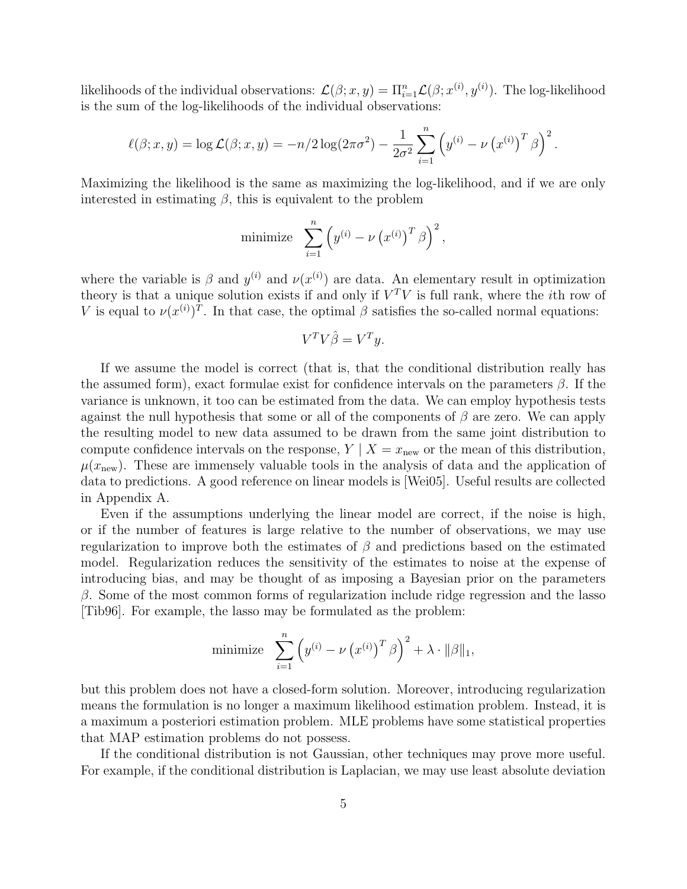likelihoods of the individual observations: $\mathcal{L}(\beta; x, y) = \Pi_{i=1}^n \mathcal{L}(\beta; x^{(i)}, y^{(i)})$. The log-likelihood is the sum of the log-likelihoods of the individual observations:

$$\ell(\beta; x, y) = \log \mathcal{L}(\beta; x, y) = -n/2 \log(2\pi\sigma^2) - \frac{1}{2\sigma^2} \sum_{i=1}^{n} \left( y^{(i)} - \nu\left(x^{(i)}\right)^T \beta \right)^2.$$

Maximizing the likelihood is the same as maximizing the log-likelihood, and if we are only interested in estimating $\beta$, this is equivalent to the problem

$$\text{minimize} \quad \sum_{i=1}^{n} \left( y^{(i)} - \nu\left(x^{(i)}\right)^T \beta \right)^2,$$

where the variable is $\beta$ and $y^{(i)}$ and $\nu(x^{(i)})$ are data. An elementary result in optimization theory is that a unique solution exists if and only if $V^T V$ is full rank, where the $i$th row of $V$ is equal to $\nu(x^{(i)})^T$. In that case, the optimal $\beta$ satisfies the so-called normal equations:

$$V^T V \hat{\beta} = V^T y.$$

If we assume the model is correct (that is, that the conditional distribution really has the assumed form), exact formulae exist for confidence intervals on the parameters $\beta$. If the variance is unknown, it too can be estimated from the data. We can employ hypothesis tests against the null hypothesis that some or all of the components of $\beta$ are zero. We can apply the resulting model to new data assumed to be drawn from the same joint distribution to compute confidence intervals on the response, $Y \mid X = x_{\text{new}}$ or the mean of this distribution, $\mu(x_{\text{new}})$. These are immensely valuable tools in the analysis of data and the application of data to predictions. A good reference on linear models is [Wei05]. Useful results are collected in Appendix A.

Even if the assumptions underlying the linear model are correct, if the noise is high, or if the number of features is large relative to the number of observations, we may use regularization to improve both the estimates of $\beta$ and predictions based on the estimated model. Regularization reduces the sensitivity of the estimates to noise at the expense of introducing bias, and may be thought of as imposing a Bayesian prior on the parameters $\beta$. Some of the most common forms of regularization include ridge regression and the lasso [Tib96]. For example, the lasso may be formulated as the problem:

$$\text{minimize} \quad \sum_{i=1}^{n} \left( y^{(i)} - \nu\left(x^{(i)}\right)^T \beta \right)^2 + \lambda \cdot \|\beta\|_1,$$

but this problem does not have a closed-form solution. Moreover, introducing regularization means the formulation is no longer a maximum likelihood estimation problem. Instead, it is a maximum a posteriori estimation problem. MLE problems have some statistical properties that MAP estimation problems do not possess.

If the conditional distribution is not Gaussian, other techniques may prove more useful. For example, if the conditional distribution is Laplacian, we may use least absolute deviation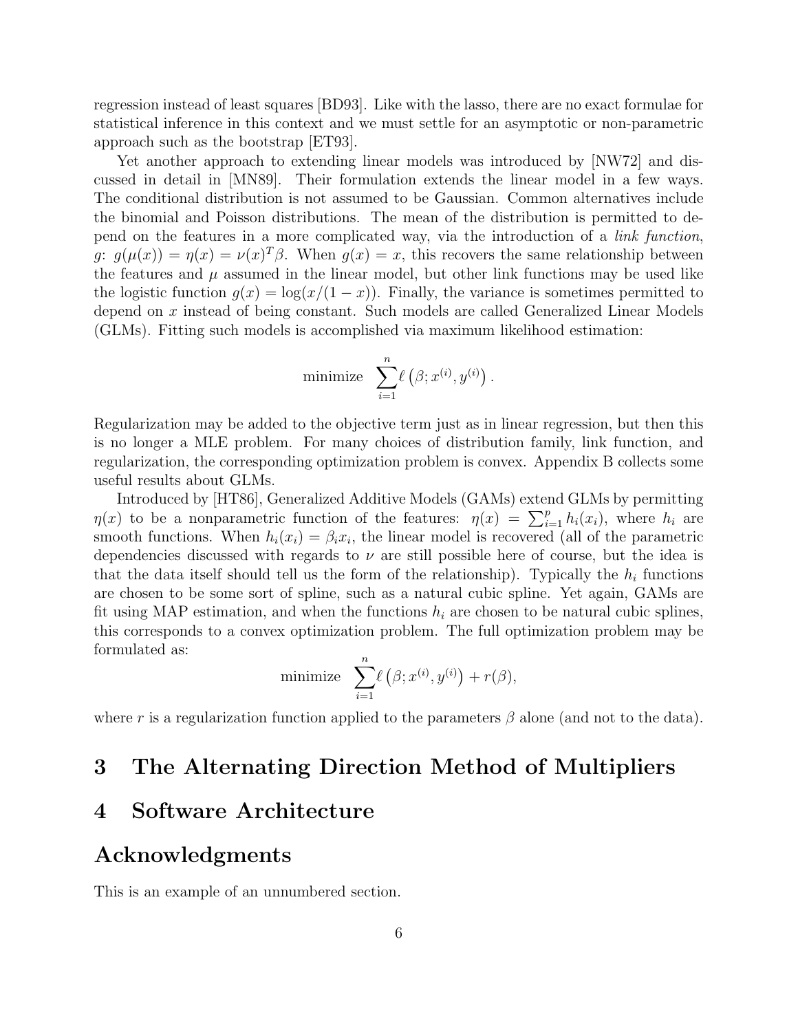regression instead of least squares [BD93]. Like with the lasso, there are no exact formulae for statistical inference in this context and we must settle for an asymptotic or non-parametric approach such as the bootstrap [ET93].

Yet another approach to extending linear models was introduced by [NW72] and discussed in detail in [MN89]. Their formulation extends the linear model in a few ways. The conditional distribution is not assumed to be Gaussian. Common alternatives include the binomial and Poisson distributions. The mean of the distribution is permitted to depend on the features in a more complicated way, via the introduction of a *link function*, $g$: $g(\mu(x)) = \eta(x) = \nu(x)^T\beta$. When $g(x) = x$, this recovers the same relationship between the features and $\mu$ assumed in the linear model, but other link functions may be used like the logistic function $g(x) = \log(x/(1-x))$. Finally, the variance is sometimes permitted to depend on $x$ instead of being constant. Such models are called Generalized Linear Models (GLMs). Fitting such models is accomplished via maximum likelihood estimation:

$$\text{minimize} \quad \sum_{i=1}^{n} \ell\left(\beta; x^{(i)}, y^{(i)}\right).$$

Regularization may be added to the objective term just as in linear regression, but then this is no longer a MLE problem. For many choices of distribution family, link function, and regularization, the corresponding optimization problem is convex. Appendix B collects some useful results about GLMs.

Introduced by [HT86], Generalized Additive Models (GAMs) extend GLMs by permitting $\eta(x)$ to be a nonparametric function of the features: $\eta(x) = \sum_{i=1}^{p} h_i(x_i)$, where $h_i$ are smooth functions. When $h_i(x_i) = \beta_i x_i$, the linear model is recovered (all of the parametric dependencies discussed with regards to $\nu$ are still possible here of course, but the idea is that the data itself should tell us the form of the relationship). Typically the $h_i$ functions are chosen to be some sort of spline, such as a natural cubic spline. Yet again, GAMs are fit using MAP estimation, and when the functions $h_i$ are chosen to be natural cubic splines, this corresponds to a convex optimization problem. The full optimization problem may be formulated as:

$$\text{minimize} \quad \sum_{i=1}^{n} \ell\left(\beta; x^{(i)}, y^{(i)}\right) + r(\beta),$$

where $r$ is a regularization function applied to the parameters $\beta$ alone (and not to the data).

# 3 The Alternating Direction Method of Multipliers

# 4 Software Architecture

# Acknowledgments

This is an example of an unnumbered section.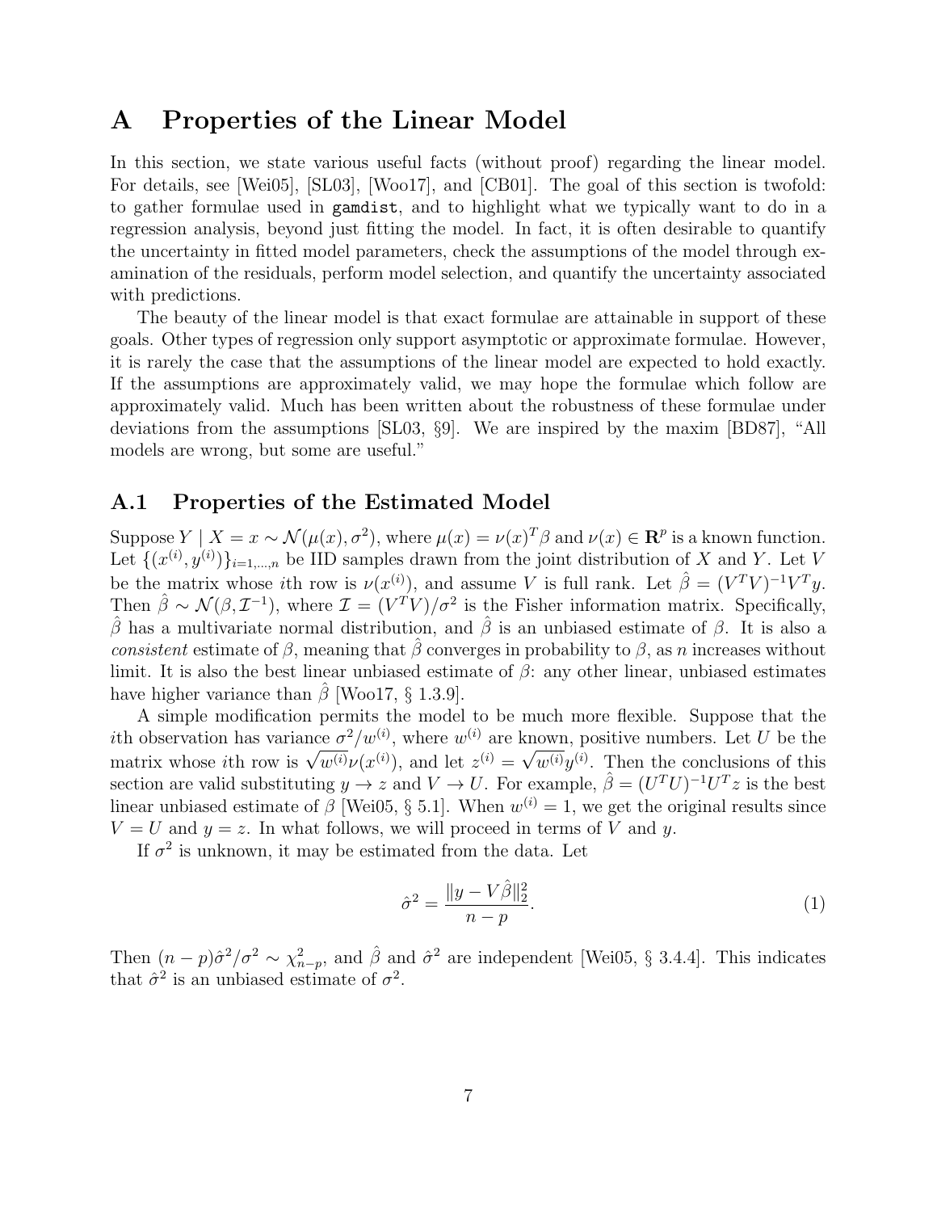# A Properties of the Linear Model

In this section, we state various useful facts (without proof) regarding the linear model. For details, see [Wei05], [SL03], [Woo17], and [CB01]. The goal of this section is twofold: to gather formulae used in `gamdist`, and to highlight what we typically want to do in a regression analysis, beyond just fitting the model. In fact, it is often desirable to quantify the uncertainty in fitted model parameters, check the assumptions of the model through examination of the residuals, perform model selection, and quantify the uncertainty associated with predictions.

The beauty of the linear model is that exact formulae are attainable in support of these goals. Other types of regression only support asymptotic or approximate formulae. However, it is rarely the case that the assumptions of the linear model are expected to hold exactly. If the assumptions are approximately valid, we may hope the formulae which follow are approximately valid. Much has been written about the robustness of these formulae under deviations from the assumptions [SL03, §9]. We are inspired by the maxim [BD87], "All models are wrong, but some are useful."

## A.1 Properties of the Estimated Model

Suppose $Y \mid X = x \sim \mathcal{N}(\mu(x), \sigma^2)$, where $\mu(x) = \nu(x)^T \beta$ and $\nu(x) \in \mathbf{R}^p$ is a known function. Let $\{(x^{(i)}, y^{(i)})\}_{i=1,\ldots,n}$ be IID samples drawn from the joint distribution of $X$ and $Y$. Let $V$ be the matrix whose $i$th row is $\nu(x^{(i)})$, and assume $V$ is full rank. Let $\hat{\beta} = (V^T V)^{-1} V^T y$. Then $\hat{\beta} \sim \mathcal{N}(\beta, \mathcal{I}^{-1})$, where $\mathcal{I} = (V^T V)/\sigma^2$ is the Fisher information matrix. Specifically, $\hat{\beta}$ has a multivariate normal distribution, and $\hat{\beta}$ is an unbiased estimate of $\beta$. It is also a *consistent* estimate of $\beta$, meaning that $\hat{\beta}$ converges in probability to $\beta$, as $n$ increases without limit. It is also the best linear unbiased estimate of $\beta$: any other linear, unbiased estimates have higher variance than $\hat{\beta}$ [Woo17, § 1.3.9].

A simple modification permits the model to be much more flexible. Suppose that the $i$th observation has variance $\sigma^2 / w^{(i)}$, where $w^{(i)}$ are known, positive numbers. Let $U$ be the matrix whose $i$th row is $\sqrt{w^{(i)}} \nu(x^{(i)})$, and let $z^{(i)} = \sqrt{w^{(i)}} y^{(i)}$. Then the conclusions of this section are valid substituting $y \to z$ and $V \to U$. For example, $\hat{\beta} = (U^T U)^{-1} U^T z$ is the best linear unbiased estimate of $\beta$ [Wei05, § 5.1]. When $w^{(i)} = 1$, we get the original results since $V = U$ and $y = z$. In what follows, we will proceed in terms of $V$ and $y$.

If $\sigma^2$ is unknown, it may be estimated from the data. Let

$$\hat{\sigma}^2 = \frac{\|y - V\hat{\beta}\|_2^2}{n - p}. \tag{1}$$

Then $(n - p)\hat{\sigma}^2 / \sigma^2 \sim \chi^2_{n-p}$, and $\hat{\beta}$ and $\hat{\sigma}^2$ are independent [Wei05, § 3.4.4]. This indicates that $\hat{\sigma}^2$ is an unbiased estimate of $\sigma^2$.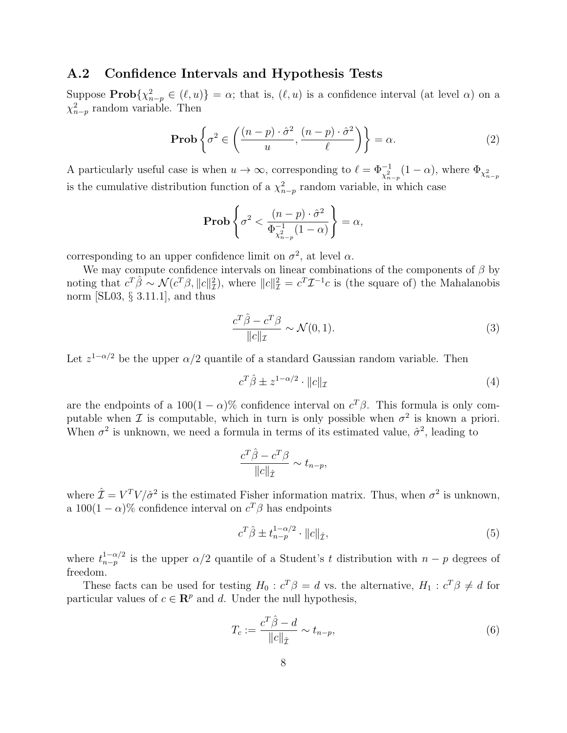## A.2 Confidence Intervals and Hypothesis Tests

Suppose $\textbf{Prob}\{\chi^2_{n-p} \in (\ell, u)\} = \alpha$; that is, $(\ell, u)$ is a confidence interval (at level $\alpha$) on a $\chi^2_{n-p}$ random variable. Then

$$\textbf{Prob}\left\{\sigma^2 \in \left(\frac{(n-p)\cdot\hat{\sigma}^2}{u}, \frac{(n-p)\cdot\hat{\sigma}^2}{\ell}\right)\right\} = \alpha. \tag{2}$$

A particularly useful case is when $u \to \infty$, corresponding to $\ell = \Phi^{-1}_{\chi^2_{n-p}}(1-\alpha)$, where $\Phi_{\chi^2_{n-p}}$ is the cumulative distribution function of a $\chi^2_{n-p}$ random variable, in which case

$$\textbf{Prob}\left\{\sigma^2 < \frac{(n-p)\cdot\hat{\sigma}^2}{\Phi^{-1}_{\chi^2_{n-p}}(1-\alpha)}\right\} = \alpha,$$

corresponding to an upper confidence limit on $\sigma^2$, at level $\alpha$.

We may compute confidence intervals on linear combinations of the components of $\beta$ by noting that $c^T\hat{\beta} \sim \mathcal{N}(c^T\beta, \|c\|^2_{\mathcal{I}})$, where $\|c\|^2_{\mathcal{I}} = c^T\mathcal{I}^{-1}c$ is (the square of) the Mahalanobis norm [SL03, § 3.11.1], and thus

$$\frac{c^T\hat{\beta} - c^T\beta}{\|c\|_{\mathcal{I}}} \sim \mathcal{N}(0, 1). \tag{3}$$

Let $z^{1-\alpha/2}$ be the upper $\alpha/2$ quantile of a standard Gaussian random variable. Then

$$c^T\hat{\beta} \pm z^{1-\alpha/2}\cdot\|c\|_{\mathcal{I}} \tag{4}$$

are the endpoints of a $100(1-\alpha)\%$ confidence interval on $c^T\beta$. This formula is only computable when $\mathcal{I}$ is computable, which in turn is only possible when $\sigma^2$ is known a priori. When $\sigma^2$ is unknown, we need a formula in terms of its estimated value, $\hat{\sigma}^2$, leading to

$$\frac{c^T\hat{\beta} - c^T\beta}{\|c\|_{\hat{\mathcal{I}}}} \sim t_{n-p},$$

where $\hat{\mathcal{I}} = V^TV/\hat{\sigma}^2$ is the estimated Fisher information matrix. Thus, when $\sigma^2$ is unknown, a $100(1-\alpha)\%$ confidence interval on $c^T\beta$ has endpoints

$$c^T\hat{\beta} \pm t^{1-\alpha/2}_{n-p}\cdot\|c\|_{\hat{\mathcal{I}}}, \tag{5}$$

where $t^{1-\alpha/2}_{n-p}$ is the upper $\alpha/2$ quantile of a Student's $t$ distribution with $n-p$ degrees of freedom.

These facts can be used for testing $H_0 : c^T\beta = d$ vs. the alternative, $H_1 : c^T\beta \neq d$ for particular values of $c \in \mathbf{R}^p$ and $d$. Under the null hypothesis,

$$T_c := \frac{c^T\hat{\beta} - d}{\|c\|_{\hat{\mathcal{I}}}} \sim t_{n-p}, \tag{6}$$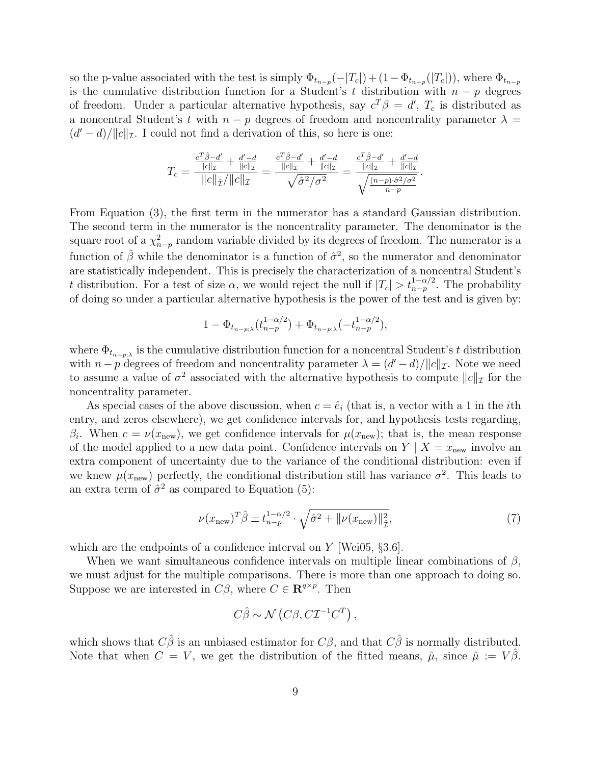so the p-value associated with the test is simply $\Phi_{t_{n-p}}(-|T_c|) + (1 - \Phi_{t_{n-p}}(|T_c|))$, where $\Phi_{t_{n-p}}$ is the cumulative distribution function for a Student's $t$ distribution with $n-p$ degrees of freedom. Under a particular alternative hypothesis, say $c^T\beta = d'$, $T_c$ is distributed as a noncentral Student's $t$ with $n-p$ degrees of freedom and noncentrality parameter $\lambda = (d'-d)/\|c\|_{\mathcal{I}}$. I could not find a derivation of this, so here is one:

$$T_c = \frac{\frac{c^T\hat{\beta}-d'}{\|c\|_{\mathcal{I}}} + \frac{d'-d}{\|c\|_{\mathcal{I}}}}{\|c\|_{\hat{\mathcal{I}}}/\|c\|_{\mathcal{I}}} = \frac{\frac{c^T\hat{\beta}-d'}{\|c\|_{\mathcal{I}}} + \frac{d'-d}{\|c\|_{\mathcal{I}}}}{\sqrt{\hat{\sigma}^2/\sigma^2}} = \frac{\frac{c^T\hat{\beta}-d'}{\|c\|_{\mathcal{I}}} + \frac{d'-d}{\|c\|_{\mathcal{I}}}}{\sqrt{\frac{(n-p)\cdot\hat{\sigma}^2/\sigma^2}{n-p}}}.$$

From Equation (3), the first term in the numerator has a standard Gaussian distribution. The second term in the numerator is the noncentrality parameter. The denominator is the square root of a $\chi^2_{n-p}$ random variable divided by its degrees of freedom. The numerator is a function of $\hat{\beta}$ while the denominator is a function of $\hat{\sigma}^2$, so the numerator and denominator are statistically independent. This is precisely the characterization of a noncentral Student's $t$ distribution. For a test of size $\alpha$, we would reject the null if $|T_c| > t_{n-p}^{1-\alpha/2}$. The probability of doing so under a particular alternative hypothesis is the power of the test and is given by:

$$1 - \Phi_{t_{n-p;\lambda}}(t_{n-p}^{1-\alpha/2}) + \Phi_{t_{n-p;\lambda}}(-t_{n-p}^{1-\alpha/2}),$$

where $\Phi_{t_{n-p;\lambda}}$ is the cumulative distribution function for a noncentral Student's $t$ distribution with $n-p$ degrees of freedom and noncentrality parameter $\lambda = (d'-d)/\|c\|_{\mathcal{I}}$. Note we need to assume a value of $\sigma^2$ associated with the alternative hypothesis to compute $\|c\|_{\mathcal{I}}$ for the noncentrality parameter.

As special cases of the above discussion, when $c = \hat{e}_i$ (that is, a vector with a 1 in the $i$th entry, and zeros elsewhere), we get confidence intervals for, and hypothesis tests regarding, $\beta_i$. When $c = \nu(x_{\text{new}})$, we get confidence intervals for $\mu(x_{\text{new}})$; that is, the mean response of the model applied to a new data point. Confidence intervals on $Y \mid X = x_{\text{new}}$ involve an extra component of uncertainty due to the variance of the conditional distribution: even if we knew $\mu(x_{\text{new}})$ perfectly, the conditional distribution still has variance $\sigma^2$. This leads to an extra term of $\hat{\sigma}^2$ as compared to Equation (5):

$$\nu(x_{\text{new}})^T\hat{\beta} \pm t_{n-p}^{1-\alpha/2} \cdot \sqrt{\hat{\sigma}^2 + \|\nu(x_{\text{new}})\|^2_{\hat{\mathcal{I}}}}, \tag{7}$$

which are the endpoints of a confidence interval on $Y$ [Wei05, §3.6].

When we want simultaneous confidence intervals on multiple linear combinations of $\beta$, we must adjust for the multiple comparisons. There is more than one approach to doing so. Suppose we are interested in $C\beta$, where $C \in \mathbf{R}^{q\times p}$. Then

$$C\hat{\beta} \sim \mathcal{N}\left(C\beta, C\mathcal{I}^{-1}C^T\right),$$

which shows that $C\hat{\beta}$ is an unbiased estimator for $C\beta$, and that $C\hat{\beta}$ is normally distributed. Note that when $C = V$, we get the distribution of the fitted means, $\hat{\mu}$, since $\hat{\mu} := V\hat{\beta}$.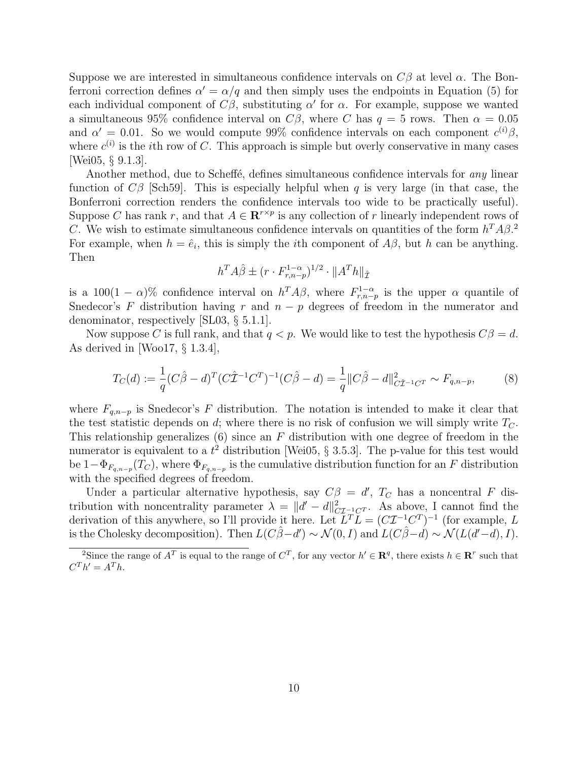Suppose we are interested in simultaneous confidence intervals on $C\beta$ at level $\alpha$. The Bonferroni correction defines $\alpha' = \alpha / q$ and then simply uses the endpoints in Equation (5) for each individual component of $C\beta$, substituting $\alpha'$ for $\alpha$. For example, suppose we wanted a simultaneous 95% confidence interval on $C\beta$, where $C$ has $q = 5$ rows. Then $\alpha = 0.05$ and $\alpha' = 0.01$. So we would compute 99% confidence intervals on each component $c^{(i)}\beta$, where $c^{(i)}$ is the $i$th row of $C$. This approach is simple but overly conservative in many cases [Wei05, § 9.1.3].

Another method, due to Scheffé, defines simultaneous confidence intervals for *any* linear function of $C\beta$ [Sch59]. This is especially helpful when $q$ is very large (in that case, the Bonferroni correction renders the confidence intervals too wide to be practically useful). Suppose $C$ has rank $r$, and that $A \in \mathbf{R}^{r \times p}$ is any collection of $r$ linearly independent rows of $C$. We wish to estimate simultaneous confidence intervals on quantities of the form $h^T A\beta$.[2] For example, when $h = \hat{e}_i$, this is simply the $i$th component of $A\beta$, but $h$ can be anything. Then

$$h^T A\hat{\beta} \pm (r \cdot F^{1-\alpha}_{r,n-p})^{1/2} \cdot \|A^T h\|_{\hat{\mathcal{I}}}$$

is a $100(1-\alpha)$% confidence interval on $h^T A\beta$, where $F^{1-\alpha}_{r,n-p}$ is the upper $\alpha$ quantile of Snedecor's $F$ distribution having $r$ and $n-p$ degrees of freedom in the numerator and denominator, respectively [SL03, § 5.1.1].

Now suppose $C$ is full rank, and that $q < p$. We would like to test the hypothesis $C\beta = d$. As derived in [Woo17, § 1.3.4],

$$T_C(d) := \frac{1}{q}(C\hat{\beta} - d)^T (C\hat{\mathcal{I}}^{-1}C^T)^{-1}(C\hat{\beta} - d) = \frac{1}{q}\|C\hat{\beta} - d\|^2_{C\hat{\mathcal{I}}^{-1}C^T} \sim F_{q,n-p}, \tag{8}$$

where $F_{q,n-p}$ is Snedecor's $F$ distribution. The notation is intended to make it clear that the test statistic depends on $d$; where there is no risk of confusion we will simply write $T_C$. This relationship generalizes (6) since an $F$ distribution with one degree of freedom in the numerator is equivalent to a $t^2$ distribution [Wei05, § 3.5.3]. The p-value for this test would be $1 - \Phi_{F_{q,n-p}}(T_C)$, where $\Phi_{F_{q,n-p}}$ is the cumulative distribution function for an $F$ distribution with the specified degrees of freedom.

Under a particular alternative hypothesis, say $C\beta = d'$, $T_C$ has a noncentral $F$ distribution with noncentrality parameter $\lambda = \|d' - d\|^2_{C\mathcal{I}^{-1}C^T}$. As above, I cannot find the derivation of this anywhere, so I'll provide it here. Let $L^T L = (C\mathcal{I}^{-1}C^T)^{-1}$ (for example, $L$ is the Cholesky decomposition). Then $L(C\hat{\beta} - d') \sim \mathcal{N}(0, I)$ and $L(C\hat{\beta} - d) \sim \mathcal{N}(L(d' - d), I)$.

[2] Since the range of $A^T$ is equal to the range of $C^T$, for any vector $h' \in \mathbf{R}^q$, there exists $h \in \mathbf{R}^r$ such that $C^T h' = A^T h$.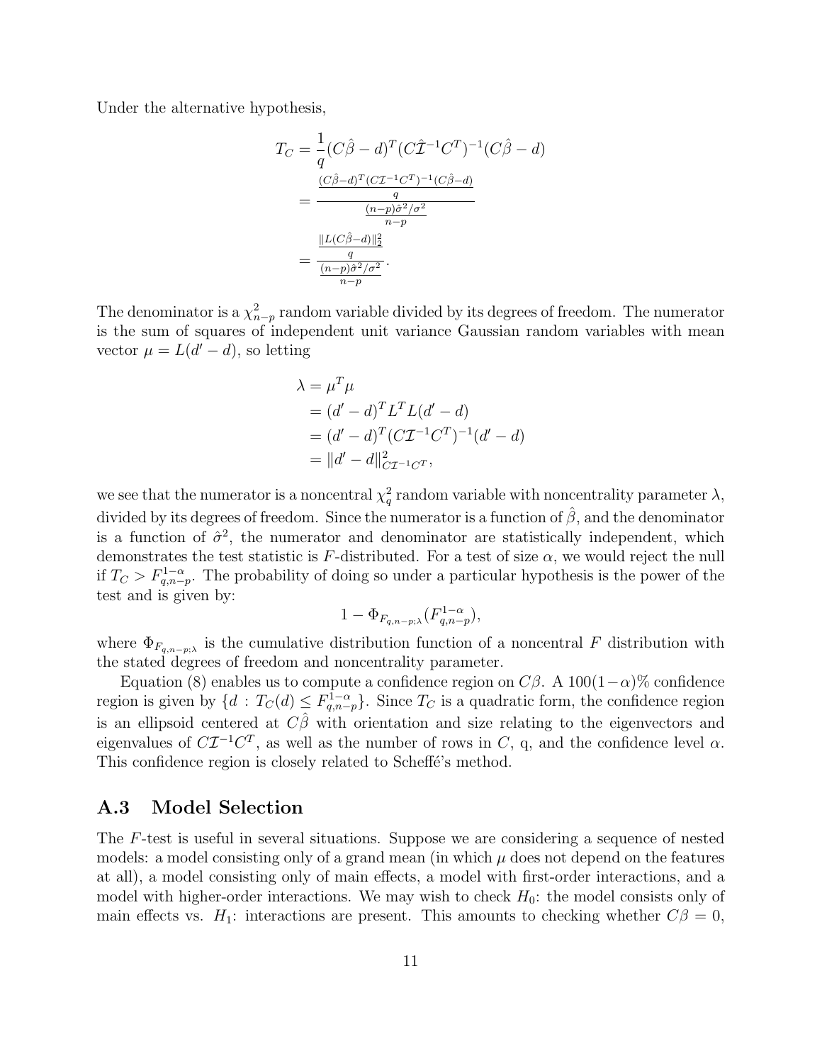Under the alternative hypothesis,

$$
\begin{aligned}
T_C &= \frac{1}{q}(C\hat{\beta} - d)^T (C\hat{\mathcal{I}}^{-1}C^T)^{-1}(C\hat{\beta} - d) \\
&= \frac{\frac{(C\hat{\beta}-d)^T(C\mathcal{I}^{-1}C^T)^{-1}(C\hat{\beta}-d)}{q}}{\frac{(n-p)\hat{\sigma}^2/\sigma^2}{n-p}} \\
&= \frac{\frac{\|L(C\hat{\beta}-d)\|_2^2}{q}}{\frac{(n-p)\hat{\sigma}^2/\sigma^2}{n-p}}.
\end{aligned}
$$

The denominator is a $\chi^2_{n-p}$ random variable divided by its degrees of freedom. The numerator is the sum of squares of independent unit variance Gaussian random variables with mean vector $\mu = L(d' - d)$, so letting

$$
\begin{aligned}
\lambda &= \mu^T \mu \\
&= (d' - d)^T L^T L (d' - d) \\
&= (d' - d)^T (C\mathcal{I}^{-1}C^T)^{-1}(d' - d) \\
&= \|d' - d\|^2_{C\mathcal{I}^{-1}C^T},
\end{aligned}
$$

we see that the numerator is a noncentral $\chi^2_q$ random variable with noncentrality parameter $\lambda$, divided by its degrees of freedom. Since the numerator is a function of $\hat{\beta}$, and the denominator is a function of $\hat{\sigma}^2$, the numerator and denominator are statistically independent, which demonstrates the test statistic is $F$-distributed. For a test of size $\alpha$, we would reject the null if $T_C > F^{1-\alpha}_{q,n-p}$. The probability of doing so under a particular hypothesis is the power of the test and is given by:

$$
1 - \Phi_{F_{q,n-p;\lambda}}(F^{1-\alpha}_{q,n-p}),
$$

where $\Phi_{F_{q,n-p;\lambda}}$ is the cumulative distribution function of a noncentral $F$ distribution with the stated degrees of freedom and noncentrality parameter.

Equation (8) enables us to compute a confidence region on $C\beta$. A $100(1-\alpha)\%$ confidence region is given by $\{d : T_C(d) \leq F^{1-\alpha}_{q,n-p}\}$. Since $T_C$ is a quadratic form, the confidence region is an ellipsoid centered at $C\hat{\beta}$ with orientation and size relating to the eigenvectors and eigenvalues of $C\mathcal{I}^{-1}C^T$, as well as the number of rows in $C$, q, and the confidence level $\alpha$. This confidence region is closely related to Scheffé's method.

## A.3 Model Selection

The $F$-test is useful in several situations. Suppose we are considering a sequence of nested models: a model consisting only of a grand mean (in which $\mu$ does not depend on the features at all), a model consisting only of main effects, a model with first-order interactions, and a model with higher-order interactions. We may wish to check $H_0$: the model consists only of main effects vs. $H_1$: interactions are present. This amounts to checking whether $C\beta = 0$,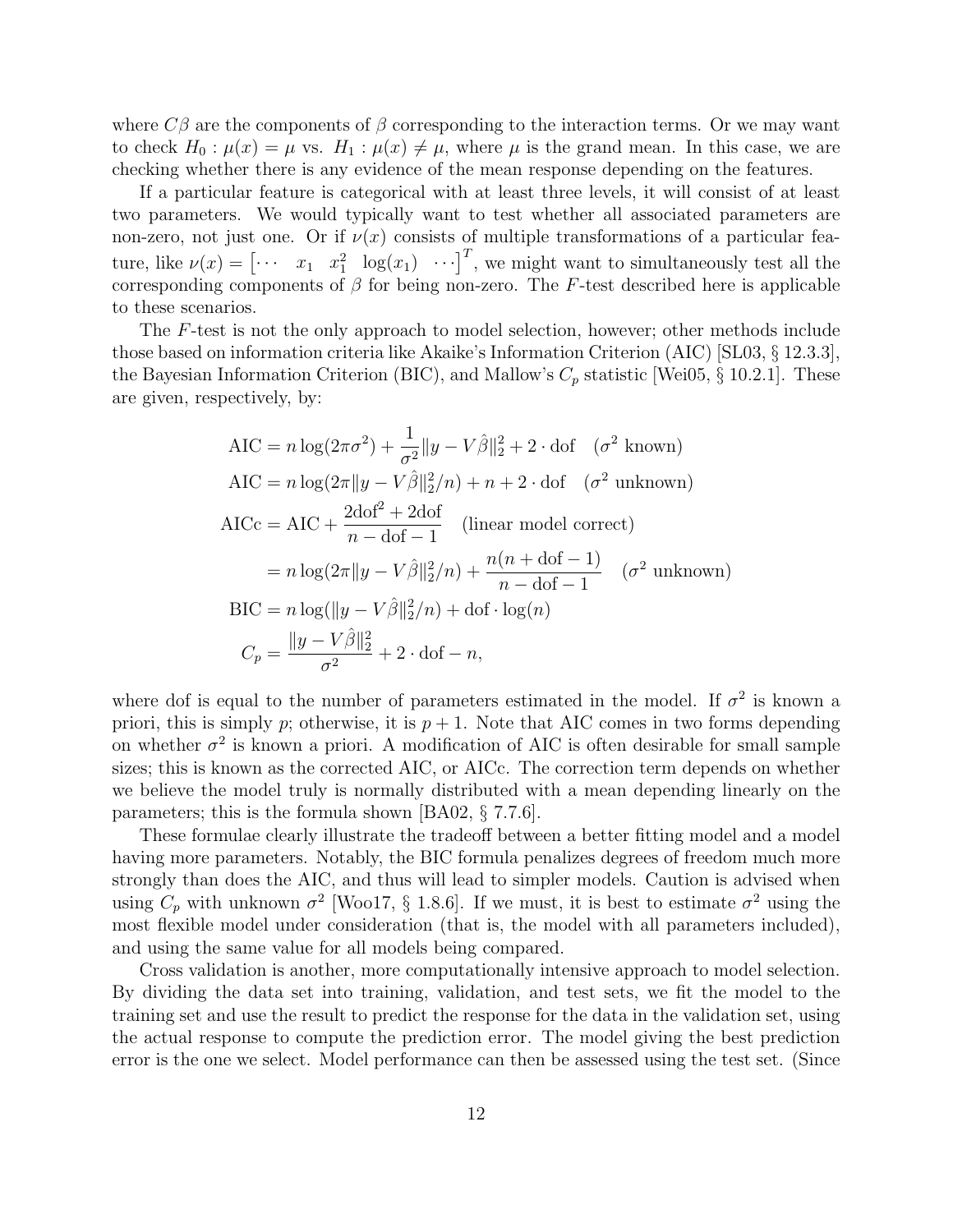where $C\beta$ are the components of $\beta$ corresponding to the interaction terms. Or we may want to check $H_0 : \mu(x) = \mu$ vs. $H_1 : \mu(x) \neq \mu$, where $\mu$ is the grand mean. In this case, we are checking whether there is any evidence of the mean response depending on the features.

If a particular feature is categorical with at least three levels, it will consist of at least two parameters. We would typically want to test whether all associated parameters are non-zero, not just one. Or if $\nu(x)$ consists of multiple transformations of a particular feature, like $\nu(x) = \begin{bmatrix} \cdots & x_1 & x_1^2 & \log(x_1) & \cdots \end{bmatrix}^T$, we might want to simultaneously test all the corresponding components of $\beta$ for being non-zero. The $F$-test described here is applicable to these scenarios.

The $F$-test is not the only approach to model selection, however; other methods include those based on information criteria like Akaike's Information Criterion (AIC) [SL03, § 12.3.3], the Bayesian Information Criterion (BIC), and Mallow's $C_p$ statistic [Wei05, § 10.2.1]. These are given, respectively, by:

$$
\begin{aligned}
\text{AIC} &= n \log(2\pi\sigma^2) + \frac{1}{\sigma^2}\|y - V\hat{\beta}\|_2^2 + 2 \cdot \text{dof} \quad (\sigma^2 \text{ known}) \\
\text{AIC} &= n \log(2\pi\|y - V\hat{\beta}\|_2^2/n) + n + 2 \cdot \text{dof} \quad (\sigma^2 \text{ unknown}) \\
\text{AICc} &= \text{AIC} + \frac{2\text{dof}^2 + 2\text{dof}}{n - \text{dof} - 1} \quad (\text{linear model correct}) \\
&= n \log(2\pi\|y - V\hat{\beta}\|_2^2/n) + \frac{n(n + \text{dof} - 1)}{n - \text{dof} - 1} \quad (\sigma^2 \text{ unknown}) \\
\text{BIC} &= n \log(\|y - V\hat{\beta}\|_2^2/n) + \text{dof} \cdot \log(n) \\
C_p &= \frac{\|y - V\hat{\beta}\|_2^2}{\sigma^2} + 2 \cdot \text{dof} - n,
\end{aligned}
$$

where dof is equal to the number of parameters estimated in the model. If $\sigma^2$ is known a priori, this is simply $p$; otherwise, it is $p + 1$. Note that AIC comes in two forms depending on whether $\sigma^2$ is known a priori. A modification of AIC is often desirable for small sample sizes; this is known as the corrected AIC, or AICc. The correction term depends on whether we believe the model truly is normally distributed with a mean depending linearly on the parameters; this is the formula shown [BA02, § 7.7.6].

These formulae clearly illustrate the tradeoff between a better fitting model and a model having more parameters. Notably, the BIC formula penalizes degrees of freedom much more strongly than does the AIC, and thus will lead to simpler models. Caution is advised when using $C_p$ with unknown $\sigma^2$ [Woo17, § 1.8.6]. If we must, it is best to estimate $\sigma^2$ using the most flexible model under consideration (that is, the model with all parameters included), and using the same value for all models being compared.

Cross validation is another, more computationally intensive approach to model selection. By dividing the data set into training, validation, and test sets, we fit the model to the training set and use the result to predict the response for the data in the validation set, using the actual response to compute the prediction error. The model giving the best prediction error is the one we select. Model performance can then be assessed using the test set. (Since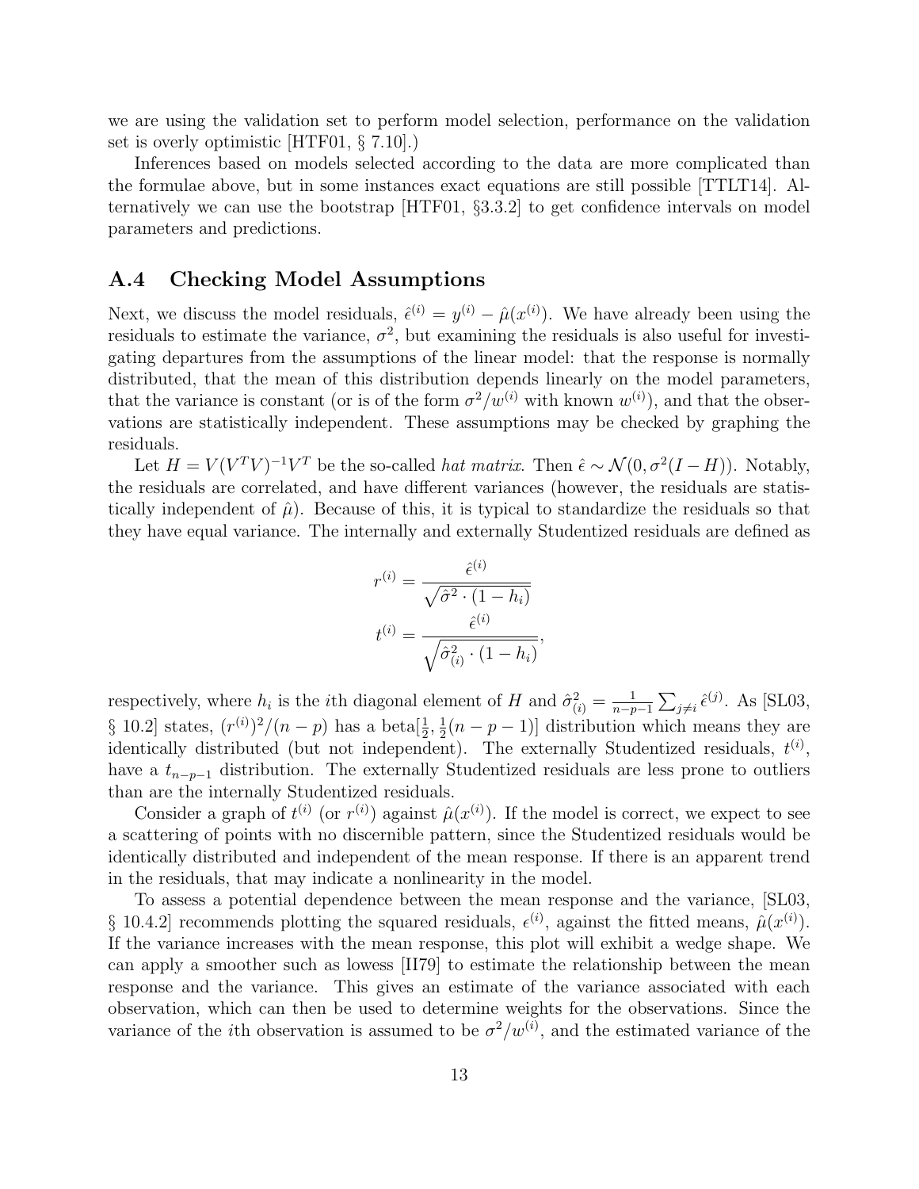we are using the validation set to perform model selection, performance on the validation set is overly optimistic [HTF01, § 7.10].)

Inferences based on models selected according to the data are more complicated than the formulae above, but in some instances exact equations are still possible [TTLT14]. Alternatively we can use the bootstrap [HTF01, §3.3.2] to get confidence intervals on model parameters and predictions.

## A.4 Checking Model Assumptions

Next, we discuss the model residuals, $\hat{\epsilon}^{(i)} = y^{(i)} - \hat{\mu}(x^{(i)})$. We have already been using the residuals to estimate the variance, $\sigma^2$, but examining the residuals is also useful for investigating departures from the assumptions of the linear model: that the response is normally distributed, that the mean of this distribution depends linearly on the model parameters, that the variance is constant (or is of the form $\sigma^2/w^{(i)}$ with known $w^{(i)}$), and that the observations are statistically independent. These assumptions may be checked by graphing the residuals.

Let $H = V(V^T V)^{-1} V^T$ be the so-called *hat matrix*. Then $\hat{\epsilon} \sim \mathcal{N}(0, \sigma^2(I - H))$. Notably, the residuals are correlated, and have different variances (however, the residuals are statistically independent of $\hat{\mu}$). Because of this, it is typical to standardize the residuals so that they have equal variance. The internally and externally Studentized residuals are defined as

$$r^{(i)} = \frac{\hat{\epsilon}^{(i)}}{\sqrt{\hat{\sigma}^2 \cdot (1 - h_i)}}$$

$$t^{(i)} = \frac{\hat{\epsilon}^{(i)}}{\sqrt{\hat{\sigma}^2_{(i)} \cdot (1 - h_i)}},$$

respectively, where $h_i$ is the $i$th diagonal element of $H$ and $\hat{\sigma}^2_{(i)} = \frac{1}{n-p-1} \sum_{j \neq i} \hat{\epsilon}^{(j)}$. As [SL03, § 10.2] states, $(r^{(i)})^2/(n-p)$ has a beta$[\frac{1}{2}, \frac{1}{2}(n-p-1)]$ distribution which means they are identically distributed (but not independent). The externally Studentized residuals, $t^{(i)}$, have a $t_{n-p-1}$ distribution. The externally Studentized residuals are less prone to outliers than are the internally Studentized residuals.

Consider a graph of $t^{(i)}$ (or $r^{(i)}$) against $\hat{\mu}(x^{(i)})$. If the model is correct, we expect to see a scattering of points with no discernible pattern, since the Studentized residuals would be identically distributed and independent of the mean response. If there is an apparent trend in the residuals, that may indicate a nonlinearity in the model.

To assess a potential dependence between the mean response and the variance, [SL03, § 10.4.2] recommends plotting the squared residuals, $\epsilon^{(i)}$, against the fitted means, $\hat{\mu}(x^{(i)})$. If the variance increases with the mean response, this plot will exhibit a wedge shape. We can apply a smoother such as lowess [Il79] to estimate the relationship between the mean response and the variance. This gives an estimate of the variance associated with each observation, which can then be used to determine weights for the observations. Since the variance of the $i$th observation is assumed to be $\sigma^2/w^{(i)}$, and the estimated variance of the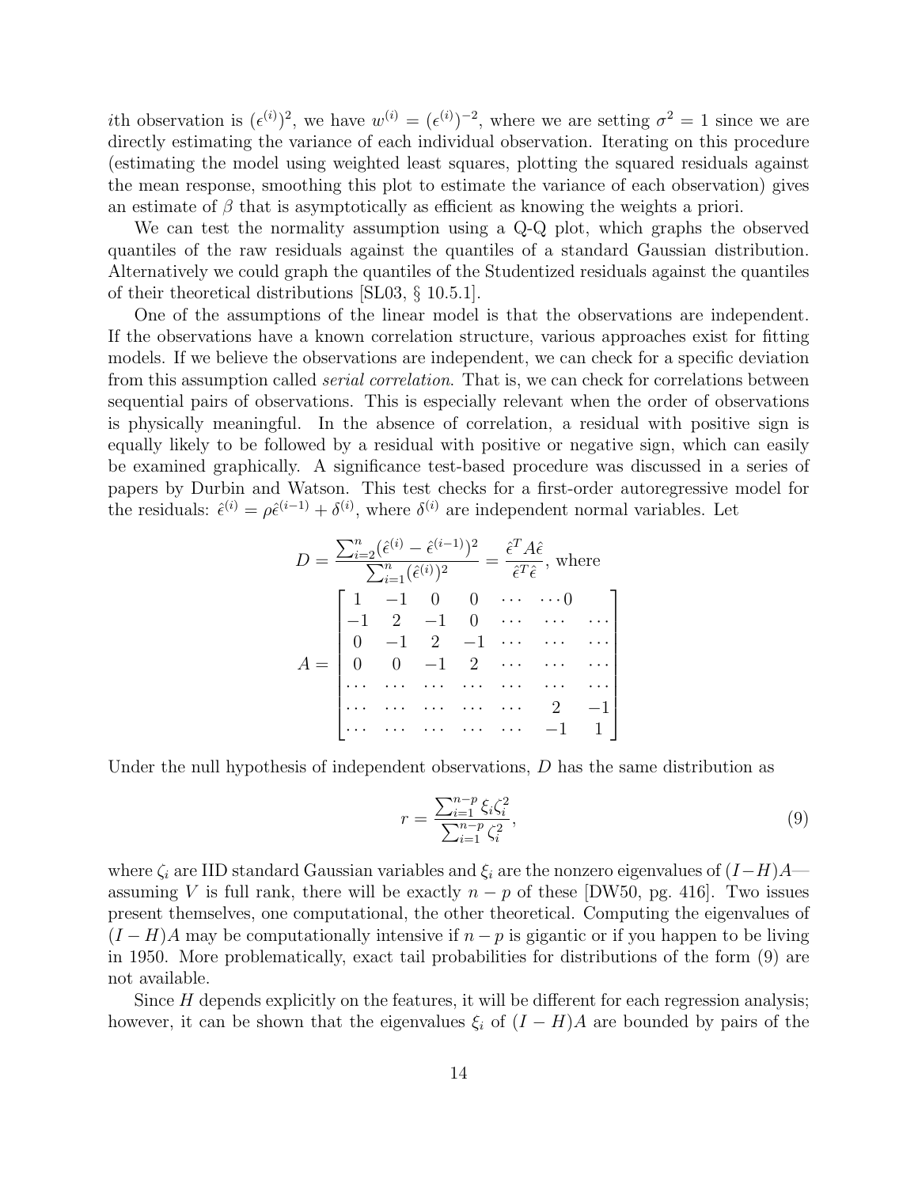$i$th observation is $(\epsilon^{(i)})^2$, we have $w^{(i)} = (\epsilon^{(i)})^{-2}$, where we are setting $\sigma^2 = 1$ since we are directly estimating the variance of each individual observation. Iterating on this procedure (estimating the model using weighted least squares, plotting the squared residuals against the mean response, smoothing this plot to estimate the variance of each observation) gives an estimate of $\beta$ that is asymptotically as efficient as knowing the weights a priori.

We can test the normality assumption using a Q-Q plot, which graphs the observed quantiles of the raw residuals against the quantiles of a standard Gaussian distribution. Alternatively we could graph the quantiles of the Studentized residuals against the quantiles of their theoretical distributions [SL03, § 10.5.1].

One of the assumptions of the linear model is that the observations are independent. If the observations have a known correlation structure, various approaches exist for fitting models. If we believe the observations are independent, we can check for a specific deviation from this assumption called *serial correlation*. That is, we can check for correlations between sequential pairs of observations. This is especially relevant when the order of observations is physically meaningful. In the absence of correlation, a residual with positive sign is equally likely to be followed by a residual with positive or negative sign, which can easily be examined graphically. A significance test-based procedure was discussed in a series of papers by Durbin and Watson. This test checks for a first-order autoregressive model for the residuals: $\hat{\epsilon}^{(i)} = \rho\hat{\epsilon}^{(i-1)} + \delta^{(i)}$, where $\delta^{(i)}$ are independent normal variables. Let

$$
D = \frac{\sum_{i=2}^{n}(\hat{\epsilon}^{(i)} - \hat{\epsilon}^{(i-1)})^2}{\sum_{i=1}^{n}(\hat{\epsilon}^{(i)})^2} = \frac{\hat{\epsilon}^T A \hat{\epsilon}}{\hat{\epsilon}^T \hat{\epsilon}}, \text{ where}
$$

$$
A = \begin{bmatrix}
1 & -1 & 0 & 0 & \cdots & \cdots 0 & \\
-1 & 2 & -1 & 0 & \cdots & \cdots & \cdots \\
0 & -1 & 2 & -1 & \cdots & \cdots & \cdots \\
0 & 0 & -1 & 2 & \cdots & \cdots & \cdots \\
\cdots & \cdots & \cdots & \cdots & \cdots & \cdots & \cdots \\
\cdots & \cdots & \cdots & \cdots & \cdots & 2 & -1 \\
\cdots & \cdots & \cdots & \cdots & \cdots & -1 & 1
\end{bmatrix}
$$

Under the null hypothesis of independent observations, $D$ has the same distribution as

$$
r = \frac{\sum_{i=1}^{n-p}\xi_i\zeta_i^2}{\sum_{i=1}^{n-p}\zeta_i^2}, \tag{9}
$$

where $\zeta_i$ are IID standard Gaussian variables and $\xi_i$ are the nonzero eigenvalues of $(I-H)A$—assuming $V$ is full rank, there will be exactly $n-p$ of these [DW50, pg. 416]. Two issues present themselves, one computational, the other theoretical. Computing the eigenvalues of $(I-H)A$ may be computationally intensive if $n-p$ is gigantic or if you happen to be living in 1950. More problematically, exact tail probabilities for distributions of the form (9) are not available.

Since $H$ depends explicitly on the features, it will be different for each regression analysis; however, it can be shown that the eigenvalues $\xi_i$ of $(I-H)A$ are bounded by pairs of the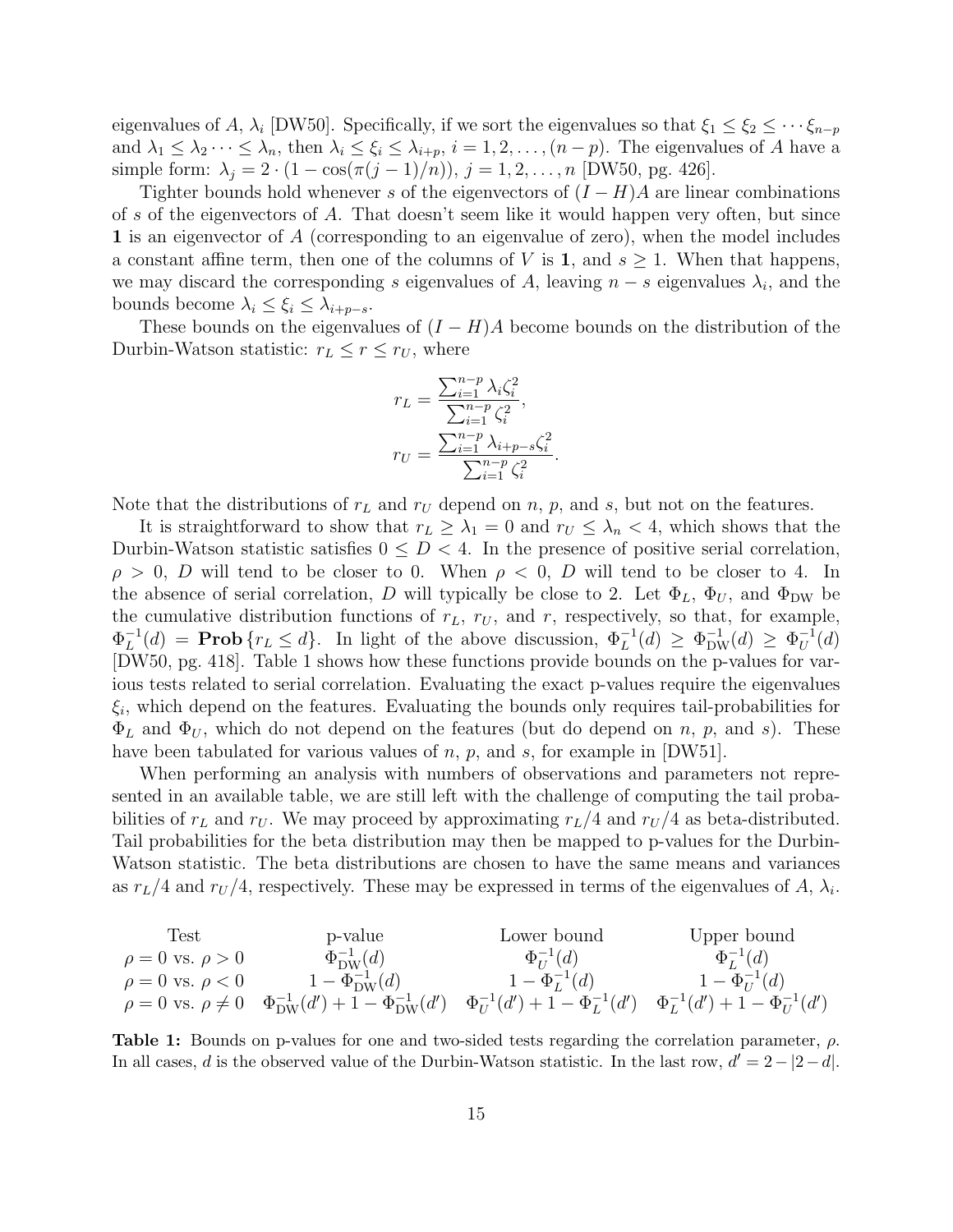eigenvalues of $A$, $\lambda_i$ [DW50]. Specifically, if we sort the eigenvalues so that $\xi_1 \leq \xi_2 \leq \cdots \xi_{n-p}$ and $\lambda_1 \leq \lambda_2 \cdots \leq \lambda_n$, then $\lambda_i \leq \xi_i \leq \lambda_{i+p}$, $i = 1, 2, \ldots, (n-p)$. The eigenvalues of $A$ have a simple form: $\lambda_j = 2 \cdot (1 - \cos(\pi(j-1)/n))$, $j = 1, 2, \ldots, n$ [DW50, pg. 426].

Tighter bounds hold whenever $s$ of the eigenvectors of $(I - H)A$ are linear combinations of $s$ of the eigenvectors of $A$. That doesn't seem like it would happen very often, but since $\mathbf{1}$ is an eigenvector of $A$ (corresponding to an eigenvalue of zero), when the model includes a constant affine term, then one of the columns of $V$ is $\mathbf{1}$, and $s \geq 1$. When that happens, we may discard the corresponding $s$ eigenvalues of $A$, leaving $n - s$ eigenvalues $\lambda_i$, and the bounds become $\lambda_i \leq \xi_i \leq \lambda_{i+p-s}$.

These bounds on the eigenvalues of $(I - H)A$ become bounds on the distribution of the Durbin-Watson statistic: $r_L \leq r \leq r_U$, where

$$
\begin{aligned}
r_L &= \frac{\sum_{i=1}^{n-p} \lambda_i \zeta_i^2}{\sum_{i=1}^{n-p} \zeta_i^2}, \\
r_U &= \frac{\sum_{i=1}^{n-p} \lambda_{i+p-s} \zeta_i^2}{\sum_{i=1}^{n-p} \zeta_i^2}.
\end{aligned}
$$

Note that the distributions of $r_L$ and $r_U$ depend on $n$, $p$, and $s$, but not on the features.

It is straightforward to show that $r_L \geq \lambda_1 = 0$ and $r_U \leq \lambda_n < 4$, which shows that the Durbin-Watson statistic satisfies $0 \leq D < 4$. In the presence of positive serial correlation, $\rho > 0$, $D$ will tend to be closer to 0. When $\rho < 0$, $D$ will tend to be closer to 4. In the absence of serial correlation, $D$ will typically be close to 2. Let $\Phi_L$, $\Phi_U$, and $\Phi_{\mathrm{DW}}$ be the cumulative distribution functions of $r_L$, $r_U$, and $r$, respectively, so that, for example, $\Phi_L^{-1}(d) = \mathbf{Prob}\{r_L \leq d\}$. In light of the above discussion, $\Phi_L^{-1}(d) \geq \Phi_{\mathrm{DW}}^{-1}(d) \geq \Phi_U^{-1}(d)$ [DW50, pg. 418]. Table 1 shows how these functions provide bounds on the p-values for various tests related to serial correlation. Evaluating the exact p-values require the eigenvalues $\xi_i$, which depend on the features. Evaluating the bounds only requires tail-probabilities for $\Phi_L$ and $\Phi_U$, which do not depend on the features (but do depend on $n$, $p$, and $s$). These have been tabulated for various values of $n$, $p$, and $s$, for example in [DW51].

When performing an analysis with numbers of observations and parameters not represented in an available table, we are still left with the challenge of computing the tail probabilities of $r_L$ and $r_U$. We may proceed by approximating $r_L/4$ and $r_U/4$ as beta-distributed. Tail probabilities for the beta distribution may then be mapped to p-values for the Durbin-Watson statistic. The beta distributions are chosen to have the same means and variances as $r_L/4$ and $r_U/4$, respectively. These may be expressed in terms of the eigenvalues of $A$, $\lambda_i$.

| Test | p-value | Lower bound | Upper bound |
|---|---|---|---|
| $\rho = 0$ vs. $\rho > 0$ | $\Phi_{\mathrm{DW}}^{-1}(d)$ | $\Phi_U^{-1}(d)$ | $\Phi_L^{-1}(d)$ |
| $\rho = 0$ vs. $\rho < 0$ | $1 - \Phi_{\mathrm{DW}}^{-1}(d)$ | $1 - \Phi_L^{-1}(d)$ | $1 - \Phi_U^{-1}(d)$ |
| $\rho = 0$ vs. $\rho \neq 0$ | $\Phi_{\mathrm{DW}}^{-1}(d') + 1 - \Phi_{\mathrm{DW}}^{-1}(d')$ | $\Phi_U^{-1}(d') + 1 - \Phi_L^{-1}(d')$ | $\Phi_L^{-1}(d') + 1 - \Phi_U^{-1}(d')$ |

**Table 1:** Bounds on p-values for one and two-sided tests regarding the correlation parameter, $\rho$. In all cases, $d$ is the observed value of the Durbin-Watson statistic. In the last row, $d' = 2 - |2 - d|$.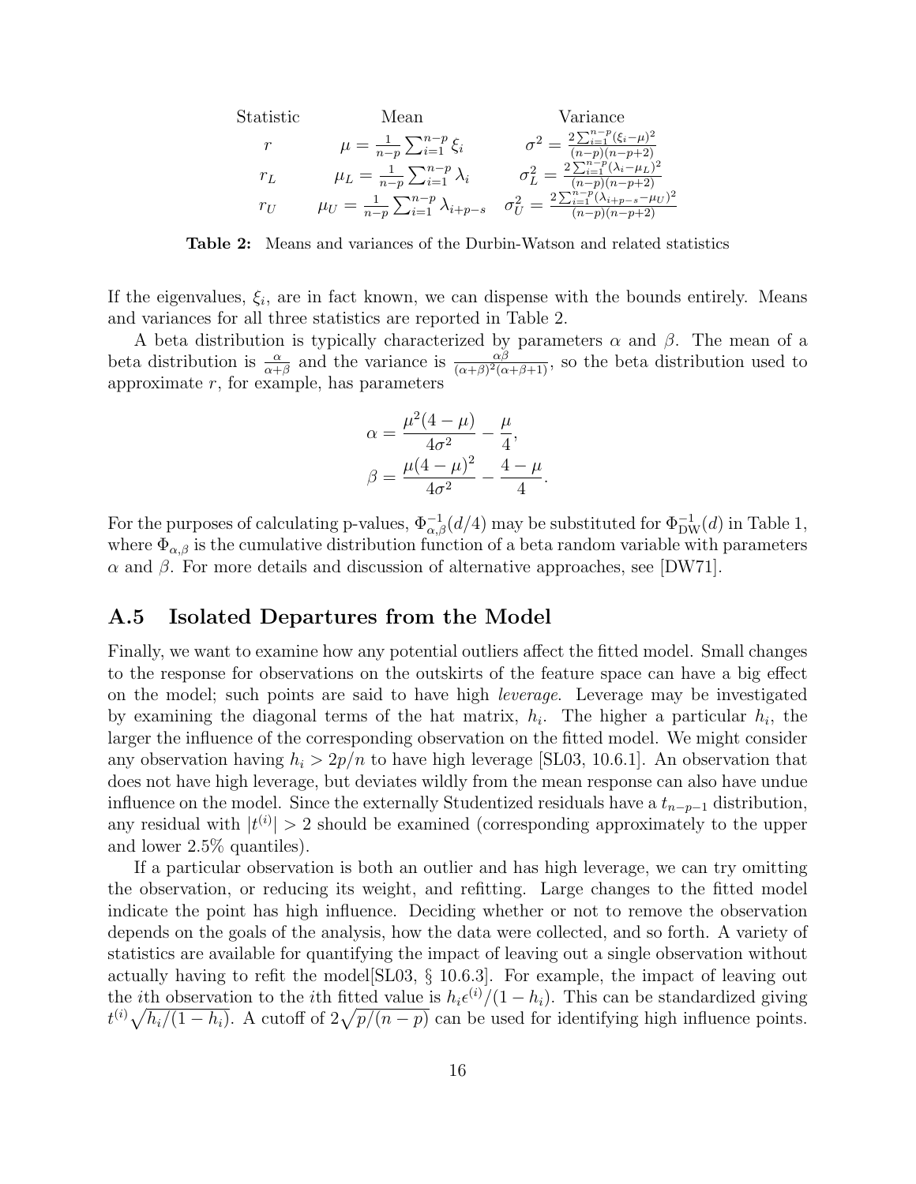| Statistic | Mean | Variance |
|---|---|---|
| $r$ | $\mu = \frac{1}{n-p}\sum_{i=1}^{n-p} \xi_i$ | $\sigma^2 = \frac{2\sum_{i=1}^{n-p}(\xi_i - \mu)^2}{(n-p)(n-p+2)}$ |
| $r_L$ | $\mu_L = \frac{1}{n-p}\sum_{i=1}^{n-p} \lambda_i$ | $\sigma_L^2 = \frac{2\sum_{i=1}^{n-p}(\lambda_i - \mu_L)^2}{(n-p)(n-p+2)}$ |
| $r_U$ | $\mu_U = \frac{1}{n-p}\sum_{i=1}^{n-p} \lambda_{i+p-s}$ | $\sigma_U^2 = \frac{2\sum_{i=1}^{n-p}(\lambda_{i+p-s} - \mu_U)^2}{(n-p)(n-p+2)}$ |

**Table 2:** Means and variances of the Durbin-Watson and related statistics

If the eigenvalues, $\xi_i$, are in fact known, we can dispense with the bounds entirely. Means and variances for all three statistics are reported in Table 2.

A beta distribution is typically characterized by parameters $\alpha$ and $\beta$. The mean of a beta distribution is $\frac{\alpha}{\alpha+\beta}$ and the variance is $\frac{\alpha\beta}{(\alpha+\beta)^2(\alpha+\beta+1)}$, so the beta distribution used to approximate $r$, for example, has parameters

$$\alpha = \frac{\mu^2(4-\mu)}{4\sigma^2} - \frac{\mu}{4},$$
$$\beta = \frac{\mu(4-\mu)^2}{4\sigma^2} - \frac{4-\mu}{4}.$$

For the purposes of calculating p-values, $\Phi_{\alpha,\beta}^{-1}(d/4)$ may be substituted for $\Phi_{\mathrm{DW}}^{-1}(d)$ in Table 1, where $\Phi_{\alpha,\beta}$ is the cumulative distribution function of a beta random variable with parameters $\alpha$ and $\beta$. For more details and discussion of alternative approaches, see [DW71].

## A.5 Isolated Departures from the Model

Finally, we want to examine how any potential outliers affect the fitted model. Small changes to the response for observations on the outskirts of the feature space can have a big effect on the model; such points are said to have high *leverage*. Leverage may be investigated by examining the diagonal terms of the hat matrix, $h_i$. The higher a particular $h_i$, the larger the influence of the corresponding observation on the fitted model. We might consider any observation having $h_i > 2p/n$ to have high leverage [SL03, 10.6.1]. An observation that does not have high leverage, but deviates wildly from the mean response can also have undue influence on the model. Since the externally Studentized residuals have a $t_{n-p-1}$ distribution, any residual with $|t^{(i)}| > 2$ should be examined (corresponding approximately to the upper and lower 2.5% quantiles).

If a particular observation is both an outlier and has high leverage, we can try omitting the observation, or reducing its weight, and refitting. Large changes to the fitted model indicate the point has high influence. Deciding whether or not to remove the observation depends on the goals of the analysis, how the data were collected, and so forth. A variety of statistics are available for quantifying the impact of leaving out a single observation without actually having to refit the model[SL03, § 10.6.3]. For example, the impact of leaving out the $i$th observation to the $i$th fitted value is $h_i\epsilon^{(i)}/(1-h_i)$. This can be standardized giving $t^{(i)}\sqrt{h_i/(1-h_i)}$. A cutoff of $2\sqrt{p/(n-p)}$ can be used for identifying high influence points.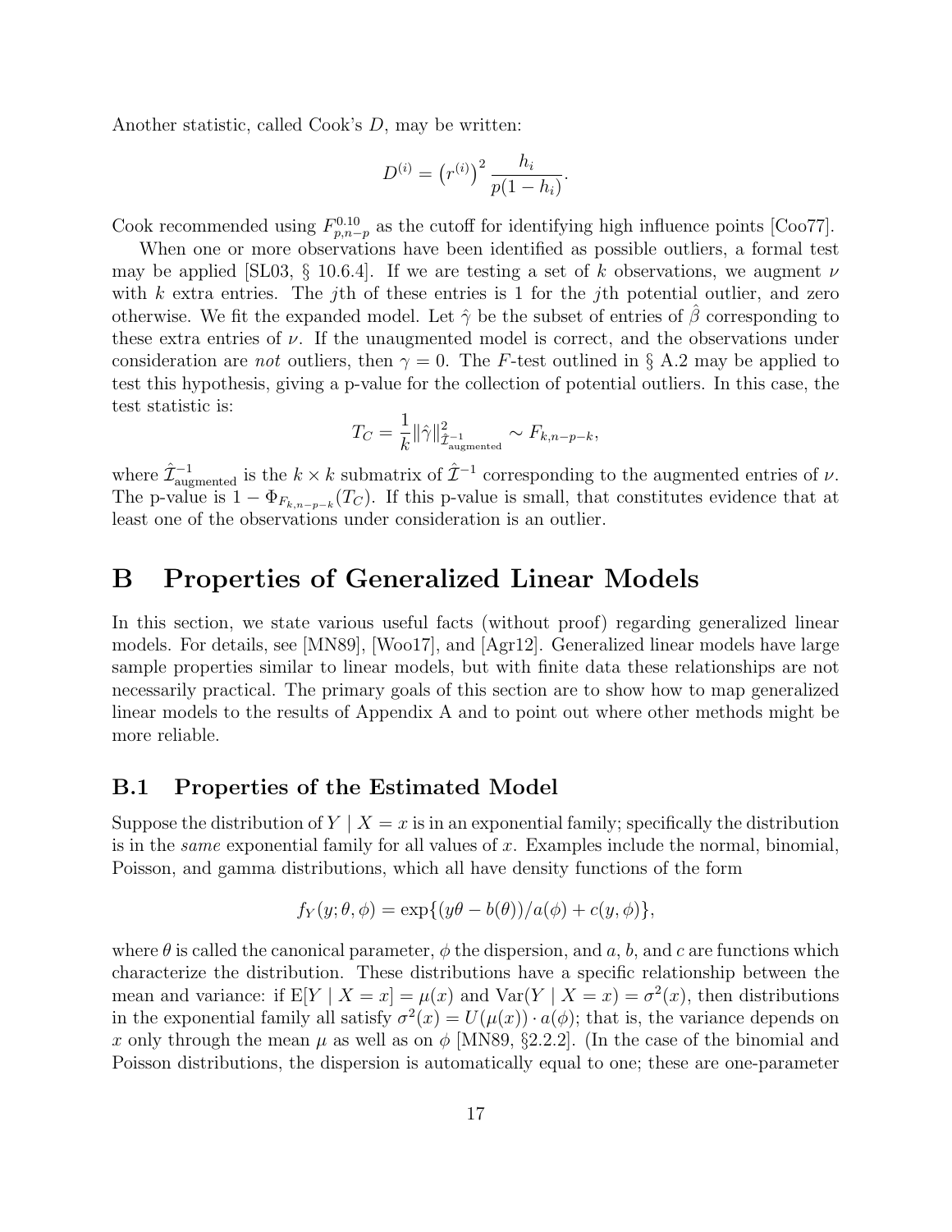Another statistic, called Cook's $D$, may be written:

$$D^{(i)} = \left(r^{(i)}\right)^2 \frac{h_i}{p(1-h_i)}.$$

Cook recommended using $F^{0.10}_{p,n-p}$ as the cutoff for identifying high influence points [Coo77].

When one or more observations have been identified as possible outliers, a formal test may be applied [SL03, § 10.6.4]. If we are testing a set of $k$ observations, we augment $\nu$ with $k$ extra entries. The $j$th of these entries is 1 for the $j$th potential outlier, and zero otherwise. We fit the expanded model. Let $\hat{\gamma}$ be the subset of entries of $\hat{\beta}$ corresponding to these extra entries of $\nu$. If the unaugmented model is correct, and the observations under consideration are *not* outliers, then $\gamma = 0$. The $F$-test outlined in § A.2 may be applied to test this hypothesis, giving a p-value for the collection of potential outliers. In this case, the test statistic is:

$$T_C = \frac{1}{k} \|\hat{\gamma}\|^2_{\hat{\mathcal{I}}^{-1}_{\text{augmented}}} \sim F_{k,n-p-k},$$

where $\hat{\mathcal{I}}^{-1}_{\text{augmented}}$ is the $k \times k$ submatrix of $\hat{\mathcal{I}}^{-1}$ corresponding to the augmented entries of $\nu$. The p-value is $1 - \Phi_{F_{k,n-p-k}}(T_C)$. If this p-value is small, that constitutes evidence that at least one of the observations under consideration is an outlier.

# B Properties of Generalized Linear Models

In this section, we state various useful facts (without proof) regarding generalized linear models. For details, see [MN89], [Woo17], and [Agr12]. Generalized linear models have large sample properties similar to linear models, but with finite data these relationships are not necessarily practical. The primary goals of this section are to show how to map generalized linear models to the results of Appendix A and to point out where other methods might be more reliable.

## B.1 Properties of the Estimated Model

Suppose the distribution of $Y \mid X = x$ is in an exponential family; specifically the distribution is in the *same* exponential family for all values of $x$. Examples include the normal, binomial, Poisson, and gamma distributions, which all have density functions of the form

$$f_Y(y; \theta, \phi) = \exp\{(y\theta - b(\theta))/a(\phi) + c(y, \phi)\},$$

where $\theta$ is called the canonical parameter, $\phi$ the dispersion, and $a$, $b$, and $c$ are functions which characterize the distribution. These distributions have a specific relationship between the mean and variance: if $\mathrm{E}[Y \mid X = x] = \mu(x)$ and $\mathrm{Var}(Y \mid X = x) = \sigma^2(x)$, then distributions in the exponential family all satisfy $\sigma^2(x) = U(\mu(x)) \cdot a(\phi)$; that is, the variance depends on $x$ only through the mean $\mu$ as well as on $\phi$ [MN89, §2.2.2]. (In the case of the binomial and Poisson distributions, the dispersion is automatically equal to one; these are one-parameter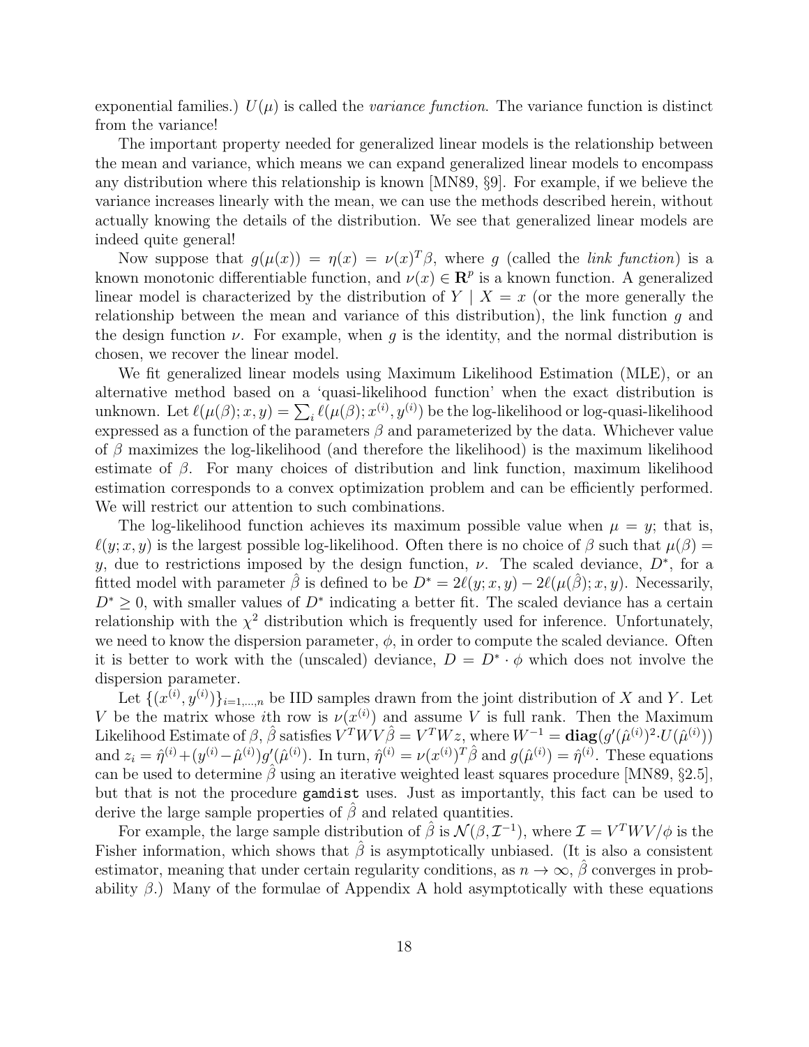exponential families.) $U(\mu)$ is called the *variance function*. The variance function is distinct from the variance!

The important property needed for generalized linear models is the relationship between the mean and variance, which means we can expand generalized linear models to encompass any distribution where this relationship is known [MN89, §9]. For example, if we believe the variance increases linearly with the mean, we can use the methods described herein, without actually knowing the details of the distribution. We see that generalized linear models are indeed quite general!

Now suppose that $g(\mu(x)) = \eta(x) = \nu(x)^T\beta$, where $g$ (called the *link function*) is a known monotonic differentiable function, and $\nu(x) \in \mathbf{R}^p$ is a known function. A generalized linear model is characterized by the distribution of $Y \mid X = x$ (or the more generally the relationship between the mean and variance of this distribution), the link function $g$ and the design function $\nu$. For example, when $g$ is the identity, and the normal distribution is chosen, we recover the linear model.

We fit generalized linear models using Maximum Likelihood Estimation (MLE), or an alternative method based on a 'quasi-likelihood function' when the exact distribution is unknown. Let $\ell(\mu(\beta); x, y) = \sum_i \ell(\mu(\beta); x^{(i)}, y^{(i)})$ be the log-likelihood or log-quasi-likelihood expressed as a function of the parameters $\beta$ and parameterized by the data. Whichever value of $\beta$ maximizes the log-likelihood (and therefore the likelihood) is the maximum likelihood estimate of $\beta$. For many choices of distribution and link function, maximum likelihood estimation corresponds to a convex optimization problem and can be efficiently performed. We will restrict our attention to such combinations.

The log-likelihood function achieves its maximum possible value when $\mu = y$; that is, $\ell(y; x, y)$ is the largest possible log-likelihood. Often there is no choice of $\beta$ such that $\mu(\beta) = y$, due to restrictions imposed by the design function, $\nu$. The scaled deviance, $D^*$, for a fitted model with parameter $\hat{\beta}$ is defined to be $D^* = 2\ell(y; x, y) - 2\ell(\mu(\hat{\beta}); x, y)$. Necessarily, $D^* \geq 0$, with smaller values of $D^*$ indicating a better fit. The scaled deviance has a certain relationship with the $\chi^2$ distribution which is frequently used for inference. Unfortunately, we need to know the dispersion parameter, $\phi$, in order to compute the scaled deviance. Often it is better to work with the (unscaled) deviance, $D = D^* \cdot \phi$ which does not involve the dispersion parameter.

Let $\{(x^{(i)}, y^{(i)})\}_{i=1,\ldots,n}$ be IID samples drawn from the joint distribution of $X$ and $Y$. Let $V$ be the matrix whose $i$th row is $\nu(x^{(i)})$ and assume $V$ is full rank. Then the Maximum Likelihood Estimate of $\beta$, $\hat{\beta}$ satisfies $V^TWV\hat{\beta} = V^TWz$, where $W^{-1} = \mathbf{diag}(g'(\hat{\mu}^{(i)})^2 \cdot U(\hat{\mu}^{(i)}))$ and $z_i = \hat{\eta}^{(i)} + (y^{(i)} - \hat{\mu}^{(i)})g'(\hat{\mu}^{(i)})$. In turn, $\hat{\eta}^{(i)} = \nu(x^{(i)})^T\hat{\beta}$ and $g(\hat{\mu}^{(i)}) = \hat{\eta}^{(i)}$. These equations can be used to determine $\hat{\beta}$ using an iterative weighted least squares procedure [MN89, §2.5], but that is not the procedure `gamdist` uses. Just as importantly, this fact can be used to derive the large sample properties of $\hat{\beta}$ and related quantities.

For example, the large sample distribution of $\hat{\beta}$ is $\mathcal{N}(\beta, \mathcal{I}^{-1})$, where $\mathcal{I} = V^TWV/\phi$ is the Fisher information, which shows that $\hat{\beta}$ is asymptotically unbiased. (It is also a consistent estimator, meaning that under certain regularity conditions, as $n \to \infty$, $\hat{\beta}$ converges in probability $\beta$.) Many of the formulae of Appendix A hold asymptotically with these equations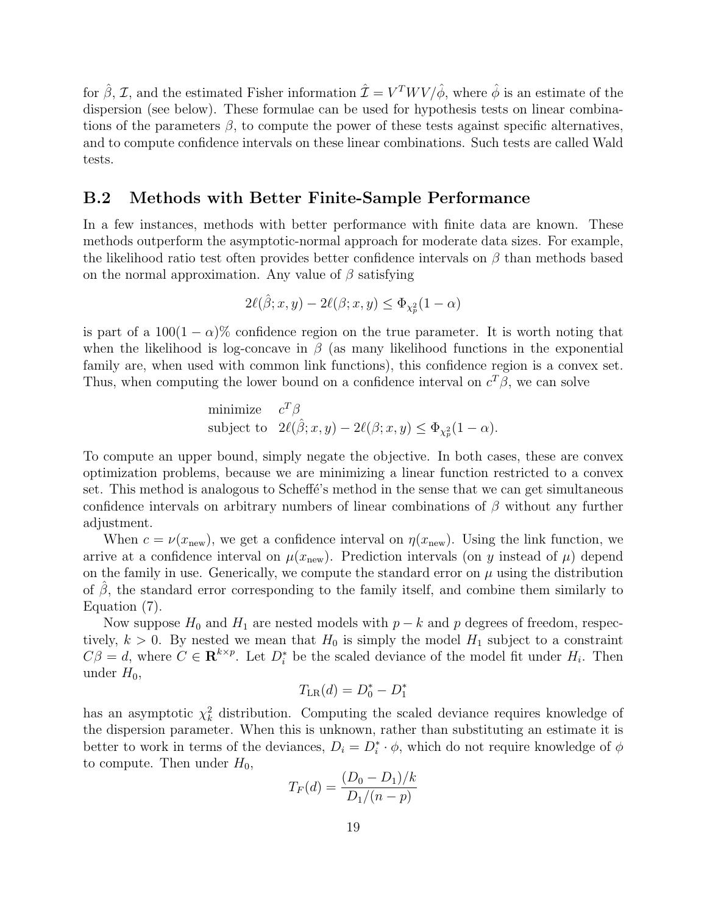for $\hat{\beta}$, $\mathcal{I}$, and the estimated Fisher information $\hat{\mathcal{I}} = V^T W V / \hat{\phi}$, where $\hat{\phi}$ is an estimate of the dispersion (see below). These formulae can be used for hypothesis tests on linear combinations of the parameters $\beta$, to compute the power of these tests against specific alternatives, and to compute confidence intervals on these linear combinations. Such tests are called Wald tests.

## B.2 Methods with Better Finite-Sample Performance

In a few instances, methods with better performance with finite data are known. These methods outperform the asymptotic-normal approach for moderate data sizes. For example, the likelihood ratio test often provides better confidence intervals on $\beta$ than methods based on the normal approximation. Any value of $\beta$ satisfying

$$2\ell(\hat{\beta}; x, y) - 2\ell(\beta; x, y) \leq \Phi_{\chi^2_p}(1 - \alpha)$$

is part of a $100(1-\alpha)\%$ confidence region on the true parameter. It is worth noting that when the likelihood is log-concave in $\beta$ (as many likelihood functions in the exponential family are, when used with common link functions), this confidence region is a convex set. Thus, when computing the lower bound on a confidence interval on $c^T\beta$, we can solve

$$\begin{array}{ll} \text{minimize} & c^T \beta \\ \text{subject to} & 2\ell(\hat{\beta}; x, y) - 2\ell(\beta; x, y) \leq \Phi_{\chi^2_p}(1 - \alpha). \end{array}$$

To compute an upper bound, simply negate the objective. In both cases, these are convex optimization problems, because we are minimizing a linear function restricted to a convex set. This method is analogous to Scheffé's method in the sense that we can get simultaneous confidence intervals on arbitrary numbers of linear combinations of $\beta$ without any further adjustment.

When $c = \nu(x_{\text{new}})$, we get a confidence interval on $\eta(x_{\text{new}})$. Using the link function, we arrive at a confidence interval on $\mu(x_{\text{new}})$. Prediction intervals (on $y$ instead of $\mu$) depend on the family in use. Generically, we compute the standard error on $\mu$ using the distribution of $\hat{\beta}$, the standard error corresponding to the family itself, and combine them similarly to Equation (7).

Now suppose $H_0$ and $H_1$ are nested models with $p - k$ and $p$ degrees of freedom, respectively, $k > 0$. By nested we mean that $H_0$ is simply the model $H_1$ subject to a constraint $C\beta = d$, where $C \in \mathbf{R}^{k \times p}$. Let $D_i^*$ be the scaled deviance of the model fit under $H_i$. Then under $H_0$,

$$T_{\text{LR}}(d) = D_0^* - D_1^*$$

has an asymptotic $\chi^2_k$ distribution. Computing the scaled deviance requires knowledge of the dispersion parameter. When this is unknown, rather than substituting an estimate it is better to work in terms of the deviances, $D_i = D_i^* \cdot \phi$, which do not require knowledge of $\phi$ to compute. Then under $H_0$,

$$T_F(d) = \frac{(D_0 - D_1)/k}{D_1/(n-p)}$$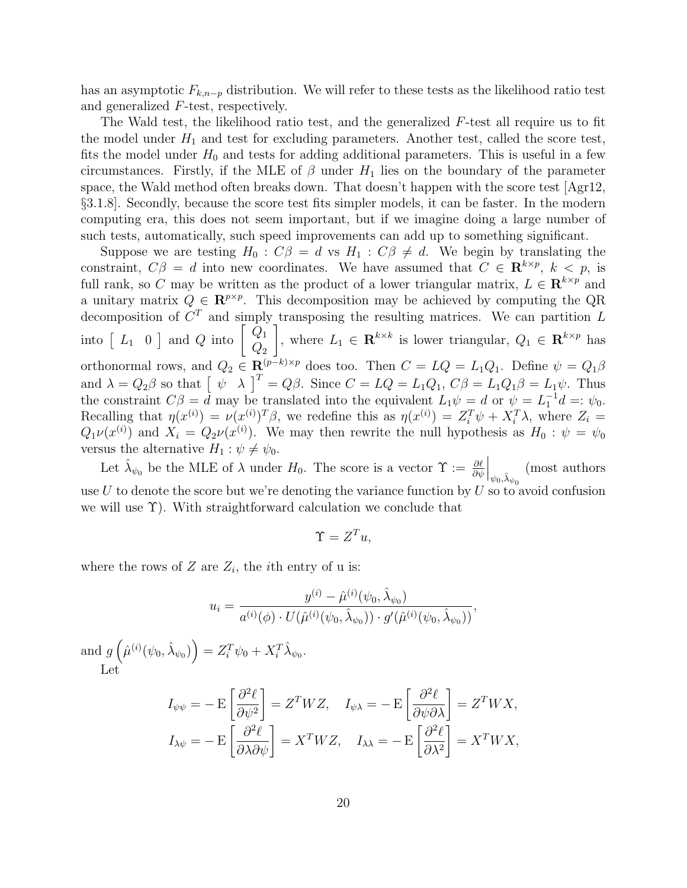has an asymptotic $F_{k,n-p}$ distribution. We will refer to these tests as the likelihood ratio test and generalized $F$-test, respectively.

The Wald test, the likelihood ratio test, and the generalized $F$-test all require us to fit the model under $H_1$ and test for excluding parameters. Another test, called the score test, fits the model under $H_0$ and tests for adding additional parameters. This is useful in a few circumstances. Firstly, if the MLE of $\beta$ under $H_1$ lies on the boundary of the parameter space, the Wald method often breaks down. That doesn't happen with the score test [Agr12, §3.1.8]. Secondly, because the score test fits simpler models, it can be faster. In the modern computing era, this does not seem important, but if we imagine doing a large number of such tests, automatically, such speed improvements can add up to something significant.

Suppose we are testing $H_0 : C\beta = d$ vs $H_1 : C\beta \neq d$. We begin by translating the constraint, $C\beta = d$ into new coordinates. We have assumed that $C \in \mathbf{R}^{k\times p}$, $k < p$, is full rank, so $C$ may be written as the product of a lower triangular matrix, $L \in \mathbf{R}^{k\times p}$ and a unitary matrix $Q \in \mathbf{R}^{p\times p}$. This decomposition may be achieved by computing the QR decomposition of $C^T$ and simply transposing the resulting matrices. We can partition $L$ into $\begin{bmatrix} L_1 & 0 \end{bmatrix}$ and $Q$ into $\begin{bmatrix} Q_1 \\ Q_2 \end{bmatrix}$, where $L_1 \in \mathbf{R}^{k\times k}$ is lower triangular, $Q_1 \in \mathbf{R}^{k\times p}$ has orthonormal rows, and $Q_2 \in \mathbf{R}^{(p-k)\times p}$ does too. Then $C = LQ = L_1 Q_1$. Define $\psi = Q_1\beta$ and $\lambda = Q_2\beta$ so that $\begin{bmatrix} \psi & \lambda \end{bmatrix}^T = Q\beta$. Since $C = LQ = L_1Q_1$, $C\beta = L_1Q_1\beta = L_1\psi$. Thus the constraint $C\beta = d$ may be translated into the equivalent $L_1\psi = d$ or $\psi = L_1^{-1}d =: \psi_0$. Recalling that $\eta(x^{(i)}) = \nu(x^{(i)})^T\beta$, we redefine this as $\eta(x^{(i)}) = Z_i^T\psi + X_i^T\lambda$, where $Z_i = Q_1\nu(x^{(i)})$ and $X_i = Q_2\nu(x^{(i)})$. We may then rewrite the null hypothesis as $H_0 : \psi = \psi_0$ versus the alternative $H_1 : \psi \neq \psi_0$.

Let $\hat{\lambda}_{\psi_0}$ be the MLE of $\lambda$ under $H_0$. The score is a vector $\Upsilon := \left.\frac{\partial \ell}{\partial \psi}\right|_{\psi_0, \hat{\lambda}_{\psi_0}}$ (most authors use $U$ to denote the score but we're denoting the variance function by $U$ so to avoid confusion we will use $\Upsilon$). With straightforward calculation we conclude that

$$\Upsilon = Z^T u,$$

where the rows of $Z$ are $Z_i$, the $i$th entry of u is:

$$u_i = \frac{y^{(i)} - \hat{\mu}^{(i)}(\psi_0, \hat{\lambda}_{\psi_0})}{a^{(i)}(\phi) \cdot U(\hat{\mu}^{(i)}(\psi_0, \hat{\lambda}_{\psi_0})) \cdot g'(\hat{\mu}^{(i)}(\psi_0, \hat{\lambda}_{\psi_0}))},$$

and $g\left(\hat{\mu}^{(i)}(\psi_0, \hat{\lambda}_{\psi_0})\right) = Z_i^T\psi_0 + X_i^T\hat{\lambda}_{\psi_0}$.

Let

$$I_{\psi\psi} = -\operatorname{E}\left[\frac{\partial^2 \ell}{\partial \psi^2}\right] = Z^TWZ, \quad I_{\psi\lambda} = -\operatorname{E}\left[\frac{\partial^2 \ell}{\partial \psi \partial \lambda}\right] = Z^TWX,$$
$$I_{\lambda\psi} = -\operatorname{E}\left[\frac{\partial^2 \ell}{\partial \lambda \partial \psi}\right] = X^TWZ, \quad I_{\lambda\lambda} = -\operatorname{E}\left[\frac{\partial^2 \ell}{\partial \lambda^2}\right] = X^TWX,$$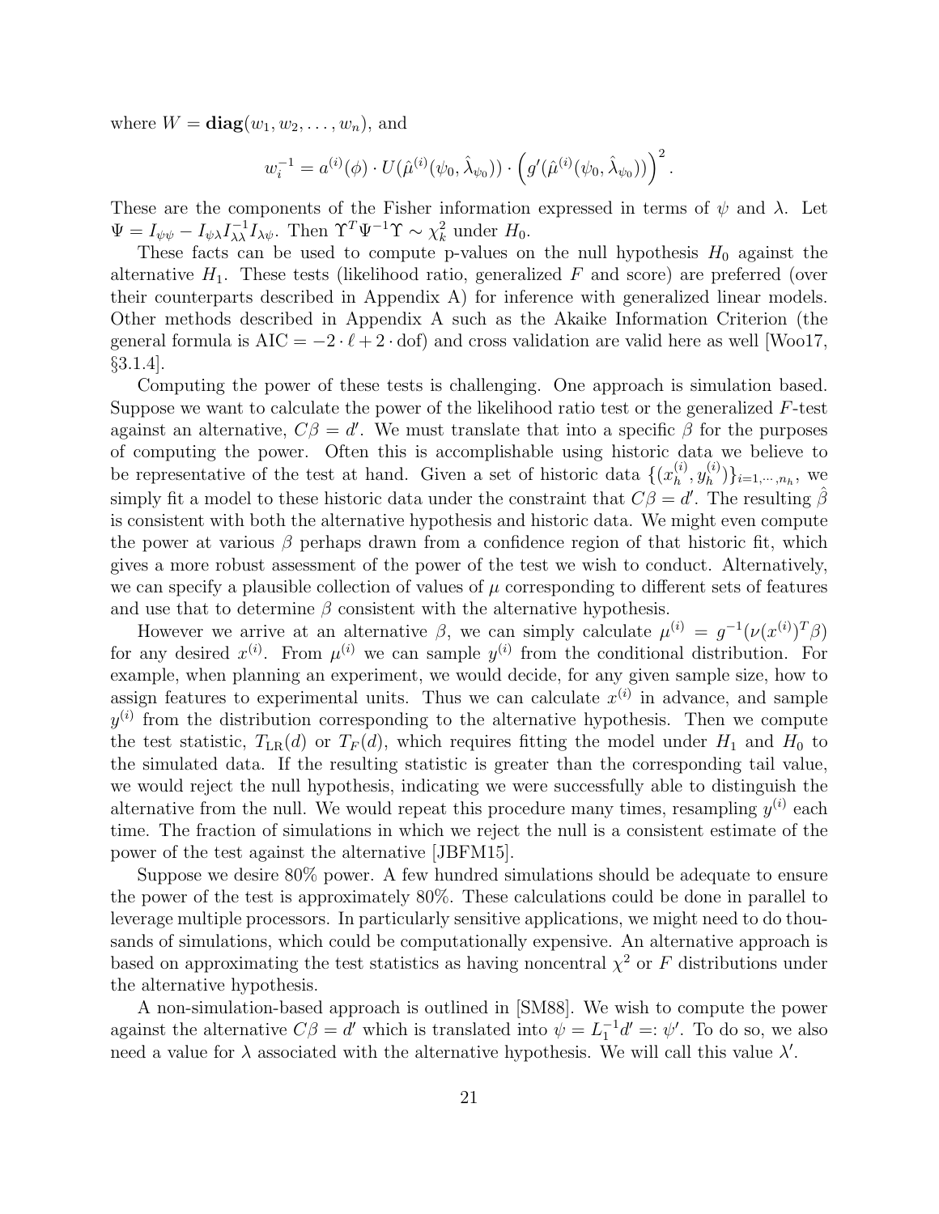where $W = \mathbf{diag}(w_1, w_2, \ldots, w_n)$, and

$$w_i^{-1} = a^{(i)}(\phi) \cdot U(\hat{\mu}^{(i)}(\psi_0, \hat{\lambda}_{\psi_0})) \cdot \left( g'(\hat{\mu}^{(i)}(\psi_0, \hat{\lambda}_{\psi_0})) \right)^2.$$

These are the components of the Fisher information expressed in terms of $\psi$ and $\lambda$. Let $\Psi = I_{\psi\psi} - I_{\psi\lambda} I_{\lambda\lambda}^{-1} I_{\lambda\psi}$. Then $\Upsilon^T \Psi^{-1} \Upsilon \sim \chi_k^2$ under $H_0$.

These facts can be used to compute p-values on the null hypothesis $H_0$ against the alternative $H_1$. These tests (likelihood ratio, generalized $F$ and score) are preferred (over their counterparts described in Appendix A) for inference with generalized linear models. Other methods described in Appendix A such as the Akaike Information Criterion (the general formula is $\text{AIC} = -2 \cdot \ell + 2 \cdot \text{dof}$) and cross validation are valid here as well [Woo17, §3.1.4].

Computing the power of these tests is challenging. One approach is simulation based. Suppose we want to calculate the power of the likelihood ratio test or the generalized $F$-test against an alternative, $C\beta = d'$. We must translate that into a specific $\beta$ for the purposes of computing the power. Often this is accomplishable using historic data we believe to be representative of the test at hand. Given a set of historic data $\{(x_h^{(i)}, y_h^{(i)})\}_{i=1,\cdots,n_h}$, we simply fit a model to these historic data under the constraint that $C\beta = d'$. The resulting $\hat{\beta}$ is consistent with both the alternative hypothesis and historic data. We might even compute the power at various $\beta$ perhaps drawn from a confidence region of that historic fit, which gives a more robust assessment of the power of the test we wish to conduct. Alternatively, we can specify a plausible collection of values of $\mu$ corresponding to different sets of features and use that to determine $\beta$ consistent with the alternative hypothesis.

However we arrive at an alternative $\beta$, we can simply calculate $\mu^{(i)} = g^{-1}(\nu(x^{(i)})^T \beta)$ for any desired $x^{(i)}$. From $\mu^{(i)}$ we can sample $y^{(i)}$ from the conditional distribution. For example, when planning an experiment, we would decide, for any given sample size, how to assign features to experimental units. Thus we can calculate $x^{(i)}$ in advance, and sample $y^{(i)}$ from the distribution corresponding to the alternative hypothesis. Then we compute the test statistic, $T_{\text{LR}}(d)$ or $T_F(d)$, which requires fitting the model under $H_1$ and $H_0$ to the simulated data. If the resulting statistic is greater than the corresponding tail value, we would reject the null hypothesis, indicating we were successfully able to distinguish the alternative from the null. We would repeat this procedure many times, resampling $y^{(i)}$ each time. The fraction of simulations in which we reject the null is a consistent estimate of the power of the test against the alternative [JBFM15].

Suppose we desire 80% power. A few hundred simulations should be adequate to ensure the power of the test is approximately 80%. These calculations could be done in parallel to leverage multiple processors. In particularly sensitive applications, we might need to do thousands of simulations, which could be computationally expensive. An alternative approach is based on approximating the test statistics as having noncentral $\chi^2$ or $F$ distributions under the alternative hypothesis.

A non-simulation-based approach is outlined in [SM88]. We wish to compute the power against the alternative $C\beta = d'$ which is translated into $\psi = L_1^{-1} d' =: \psi'$. To do so, we also need a value for $\lambda$ associated with the alternative hypothesis. We will call this value $\lambda'$.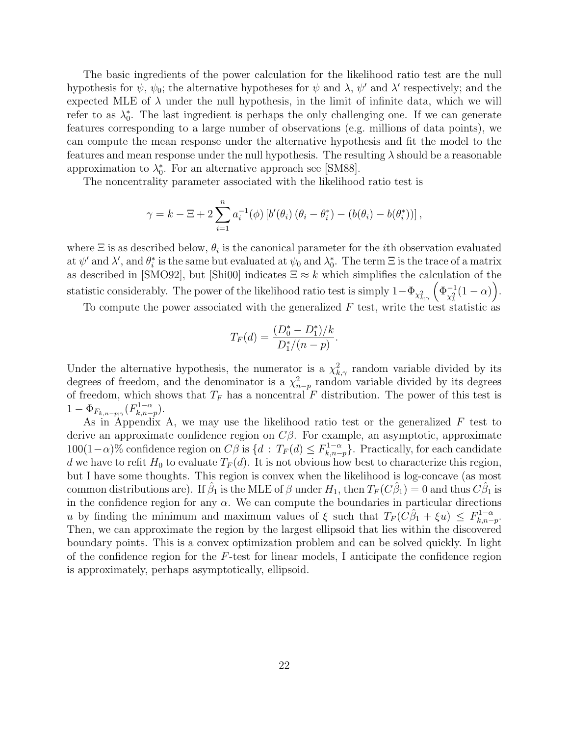The basic ingredients of the power calculation for the likelihood ratio test are the null hypothesis for $\psi$, $\psi_0$; the alternative hypotheses for $\psi$ and $\lambda$, $\psi'$ and $\lambda'$ respectively; and the expected MLE of $\lambda$ under the null hypothesis, in the limit of infinite data, which we will refer to as $\lambda_0^*$. The last ingredient is perhaps the only challenging one. If we can generate features corresponding to a large number of observations (e.g. millions of data points), we can compute the mean response under the alternative hypothesis and fit the model to the features and mean response under the null hypothesis. The resulting $\lambda$ should be a reasonable approximation to $\lambda_0^*$. For an alternative approach see [SM88].

The noncentrality parameter associated with the likelihood ratio test is

$$\gamma = k - \Xi + 2 \sum_{i=1}^{n} a_i^{-1}(\phi) \left[ b'(\theta_i) \left(\theta_i - \theta_i^*\right) - \left(b(\theta_i) - b(\theta_i^*)\right) \right],$$

where $\Xi$ is as described below, $\theta_i$ is the canonical parameter for the $i$th observation evaluated at $\psi'$ and $\lambda'$, and $\theta_i^*$ is the same but evaluated at $\psi_0$ and $\lambda_0^*$. The term $\Xi$ is the trace of a matrix as described in [SMO92], but [Shi00] indicates $\Xi \approx k$ which simplifies the calculation of the statistic considerably. The power of the likelihood ratio test is simply $1 - \Phi_{\chi^2_{k;\gamma}} \left( \Phi^{-1}_{\chi^2_k}(1 - \alpha) \right)$.

To compute the power associated with the generalized $F$ test, write the test statistic as

$$T_F(d) = \frac{(D_0^* - D_1^*)/k}{D_1^*/(n-p)}.$$

Under the alternative hypothesis, the numerator is a $\chi^2_{k,\gamma}$ random variable divided by its degrees of freedom, and the denominator is a $\chi^2_{n-p}$ random variable divided by its degrees of freedom, which shows that $T_F$ has a noncentral $F$ distribution. The power of this test is $1 - \Phi_{F_{k,n-p;\gamma}}(F^{1-\alpha}_{k,n-p})$.

As in Appendix A, we may use the likelihood ratio test or the generalized $F$ test to derive an approximate confidence region on $C\beta$. For example, an asymptotic, approximate $100(1-\alpha)\%$ confidence region on $C\beta$ is $\{d \,:\, T_F(d) \leq F^{1-\alpha}_{k,n-p}\}$. Practically, for each candidate $d$ we have to refit $H_0$ to evaluate $T_F(d)$. It is not obvious how best to characterize this region, but I have some thoughts. This region is convex when the likelihood is log-concave (as most common distributions are). If $\hat{\beta}_1$ is the MLE of $\beta$ under $H_1$, then $T_F(C\hat{\beta}_1) = 0$ and thus $C\hat{\beta}_1$ is in the confidence region for any $\alpha$. We can compute the boundaries in particular directions $u$ by finding the minimum and maximum values of $\xi$ such that $T_F(C\hat{\beta}_1 + \xi u) \leq F^{1-\alpha}_{k,n-p}$. Then, we can approximate the region by the largest ellipsoid that lies within the discovered boundary points. This is a convex optimization problem and can be solved quickly. In light of the confidence region for the $F$-test for linear models, I anticipate the confidence region is approximately, perhaps asymptotically, ellipsoid.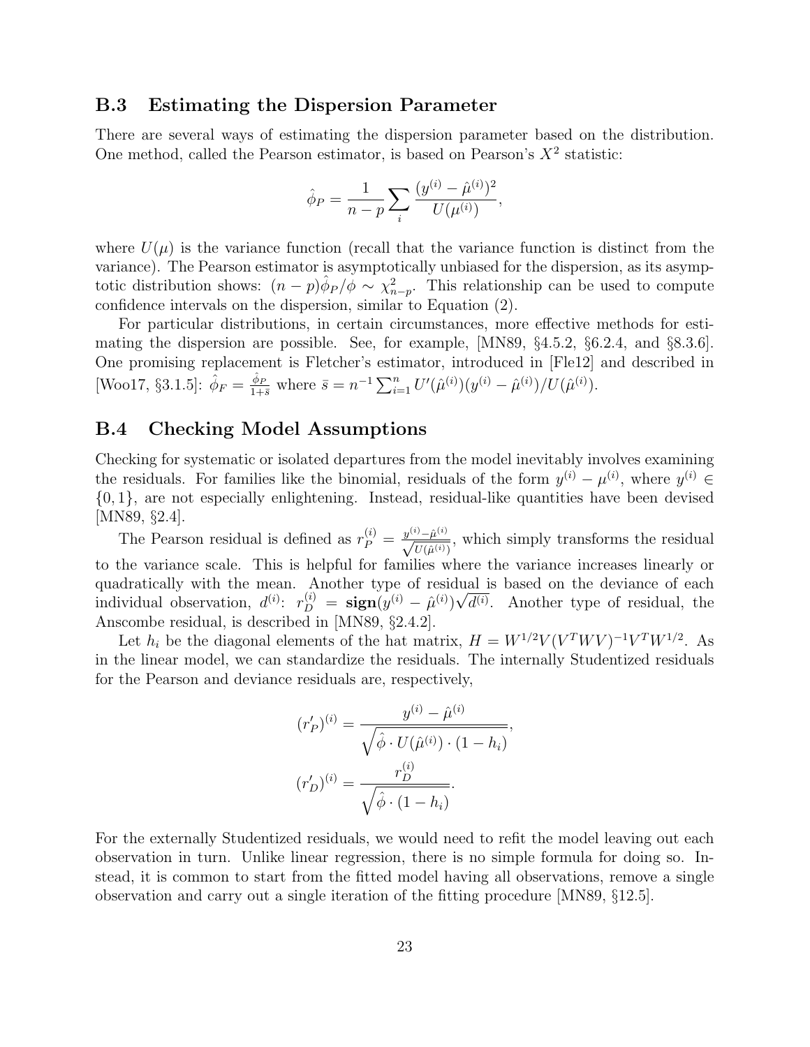### B.3 Estimating the Dispersion Parameter

There are several ways of estimating the dispersion parameter based on the distribution. One method, called the Pearson estimator, is based on Pearson's $X^2$ statistic:

$$\hat{\phi}_P = \frac{1}{n-p} \sum_i \frac{(y^{(i)} - \hat{\mu}^{(i)})^2}{U(\mu^{(i)})},$$

where $U(\mu)$ is the variance function (recall that the variance function is distinct from the variance). The Pearson estimator is asymptotically unbiased for the dispersion, as its asymptotic distribution shows: $(n-p)\hat{\phi}_P/\phi \sim \chi^2_{n-p}$. This relationship can be used to compute confidence intervals on the dispersion, similar to Equation (2).

For particular distributions, in certain circumstances, more effective methods for estimating the dispersion are possible. See, for example, [MN89, §4.5.2, §6.2.4, and §8.3.6]. One promising replacement is Fletcher's estimator, introduced in [Fle12] and described in [Woo17, §3.1.5]: $\hat{\phi}_F = \frac{\hat{\phi}_P}{1+\bar{s}}$ where $\bar{s} = n^{-1} \sum_{i=1}^{n} U'(\hat{\mu}^{(i)})(y^{(i)} - \hat{\mu}^{(i)})/U(\hat{\mu}^{(i)})$.

### B.4 Checking Model Assumptions

Checking for systematic or isolated departures from the model inevitably involves examining the residuals. For families like the binomial, residuals of the form $y^{(i)} - \mu^{(i)}$, where $y^{(i)} \in \{0, 1\}$, are not especially enlightening. Instead, residual-like quantities have been devised [MN89, §2.4].

The Pearson residual is defined as $r_P^{(i)} = \frac{y^{(i)} - \hat{\mu}^{(i)}}{\sqrt{U(\hat{\mu}^{(i)})}}$, which simply transforms the residual to the variance scale. This is helpful for families where the variance increases linearly or quadratically with the mean. Another type of residual is based on the deviance of each individual observation, $d^{(i)}$: $r_D^{(i)} = \mathbf{sign}(y^{(i)} - \hat{\mu}^{(i)})\sqrt{d^{(i)}}$. Another type of residual, the Anscombe residual, is described in [MN89, §2.4.2].

Let $h_i$ be the diagonal elements of the hat matrix, $H = W^{1/2} V (V^T W V)^{-1} V^T W^{1/2}$. As in the linear model, we can standardize the residuals. The internally Studentized residuals for the Pearson and deviance residuals are, respectively,

$$(r'_P)^{(i)} = \frac{y^{(i)} - \hat{\mu}^{(i)}}{\sqrt{\hat{\phi} \cdot U(\hat{\mu}^{(i)}) \cdot (1 - h_i)}},$$

$$(r'_D)^{(i)} = \frac{r_D^{(i)}}{\sqrt{\hat{\phi} \cdot (1 - h_i)}}.$$

For the externally Studentized residuals, we would need to refit the model leaving out each observation in turn. Unlike linear regression, there is no simple formula for doing so. Instead, it is common to start from the fitted model having all observations, remove a single observation and carry out a single iteration of the fitting procedure [MN89, §12.5].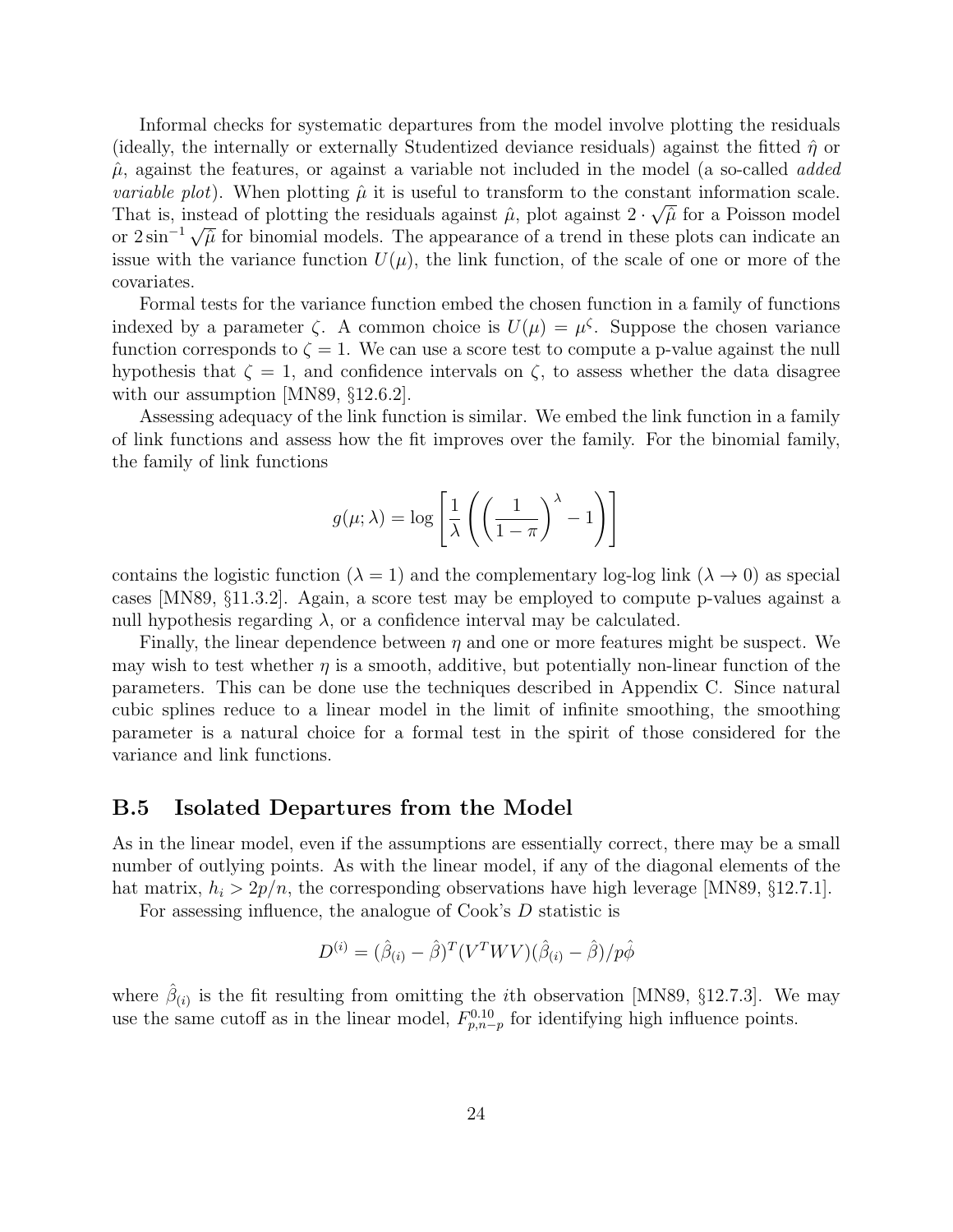Informal checks for systematic departures from the model involve plotting the residuals (ideally, the internally or externally Studentized deviance residuals) against the fitted $\hat{\eta}$ or $\hat{\mu}$, against the features, or against a variable not included in the model (a so-called *added variable plot*). When plotting $\hat{\mu}$ it is useful to transform to the constant information scale. That is, instead of plotting the residuals against $\hat{\mu}$, plot against $2 \cdot \sqrt{\hat{\mu}}$ for a Poisson model or $2 \sin^{-1} \sqrt{\hat{\mu}}$ for binomial models. The appearance of a trend in these plots can indicate an issue with the variance function $U(\mu)$, the link function, of the scale of one or more of the covariates.

Formal tests for the variance function embed the chosen function in a family of functions indexed by a parameter $\zeta$. A common choice is $U(\mu) = \mu^{\zeta}$. Suppose the chosen variance function corresponds to $\zeta = 1$. We can use a score test to compute a p-value against the null hypothesis that $\zeta = 1$, and confidence intervals on $\zeta$, to assess whether the data disagree with our assumption [MN89, §12.6.2].

Assessing adequacy of the link function is similar. We embed the link function in a family of link functions and assess how the fit improves over the family. For the binomial family, the family of link functions

$$g(\mu; \lambda) = \log \left[ \frac{1}{\lambda} \left( \left( \frac{1}{1 - \pi} \right)^{\lambda} - 1 \right) \right]$$

contains the logistic function ($\lambda = 1$) and the complementary log-log link ($\lambda \to 0$) as special cases [MN89, §11.3.2]. Again, a score test may be employed to compute p-values against a null hypothesis regarding $\lambda$, or a confidence interval may be calculated.

Finally, the linear dependence between $\eta$ and one or more features might be suspect. We may wish to test whether $\eta$ is a smooth, additive, but potentially non-linear function of the parameters. This can be done use the techniques described in Appendix C. Since natural cubic splines reduce to a linear model in the limit of infinite smoothing, the smoothing parameter is a natural choice for a formal test in the spirit of those considered for the variance and link functions.

## B.5 Isolated Departures from the Model

As in the linear model, even if the assumptions are essentially correct, there may be a small number of outlying points. As with the linear model, if any of the diagonal elements of the hat matrix, $h_i > 2p/n$, the corresponding observations have high leverage [MN89, §12.7.1].

For assessing influence, the analogue of Cook's $D$ statistic is

$$D^{(i)} = (\hat{\beta}_{(i)} - \hat{\beta})^T (V^T W V)(\hat{\beta}_{(i)} - \hat{\beta}) / p\hat{\phi}$$

where $\hat{\beta}_{(i)}$ is the fit resulting from omitting the $i$th observation [MN89, §12.7.3]. We may use the same cutoff as in the linear model, $F_{p,n-p}^{0.10}$ for identifying high influence points.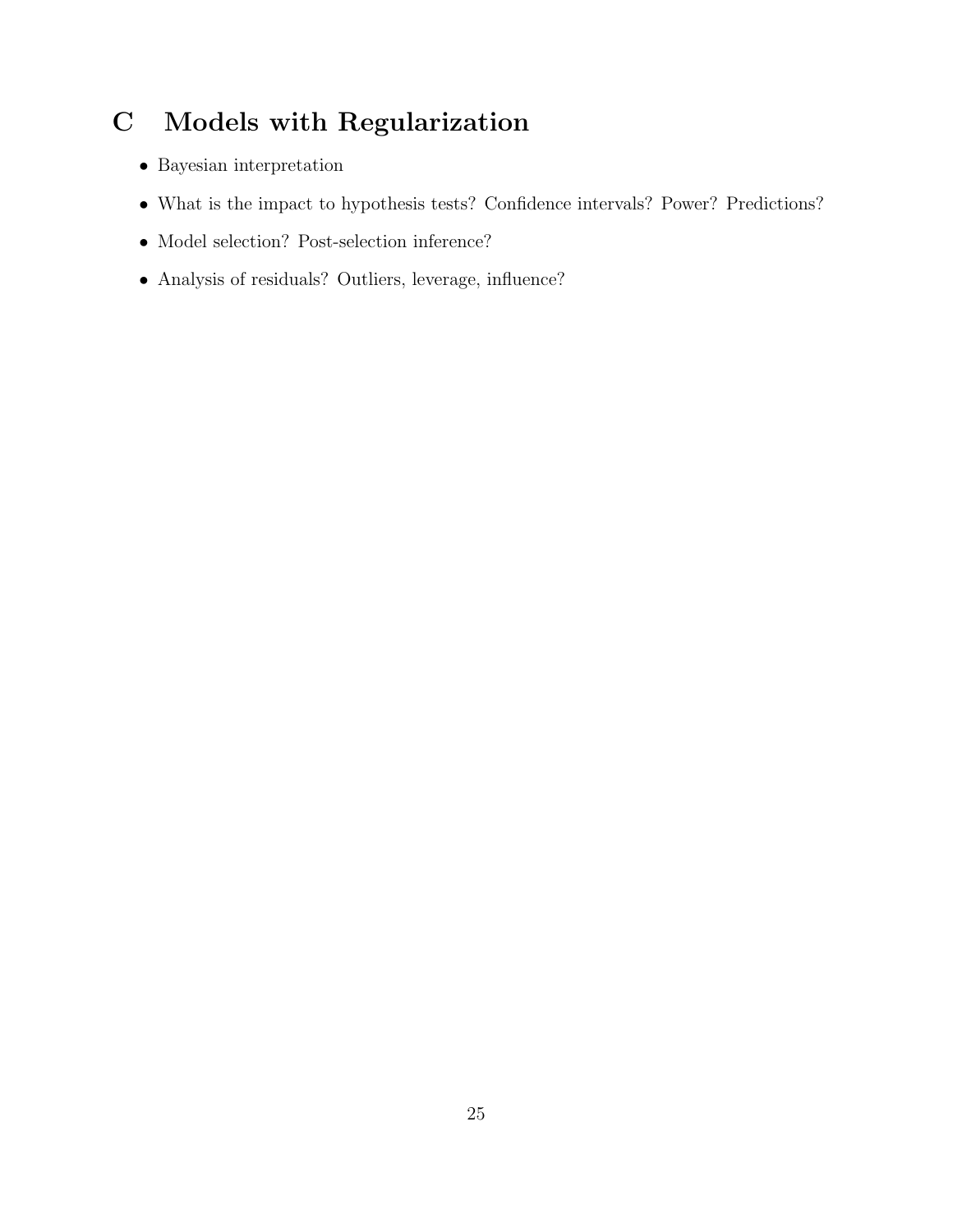# C Models with Regularization

- Bayesian interpretation
- What is the impact to hypothesis tests? Confidence intervals? Power? Predictions?
- Model selection? Post-selection inference?
- Analysis of residuals? Outliers, leverage, influence?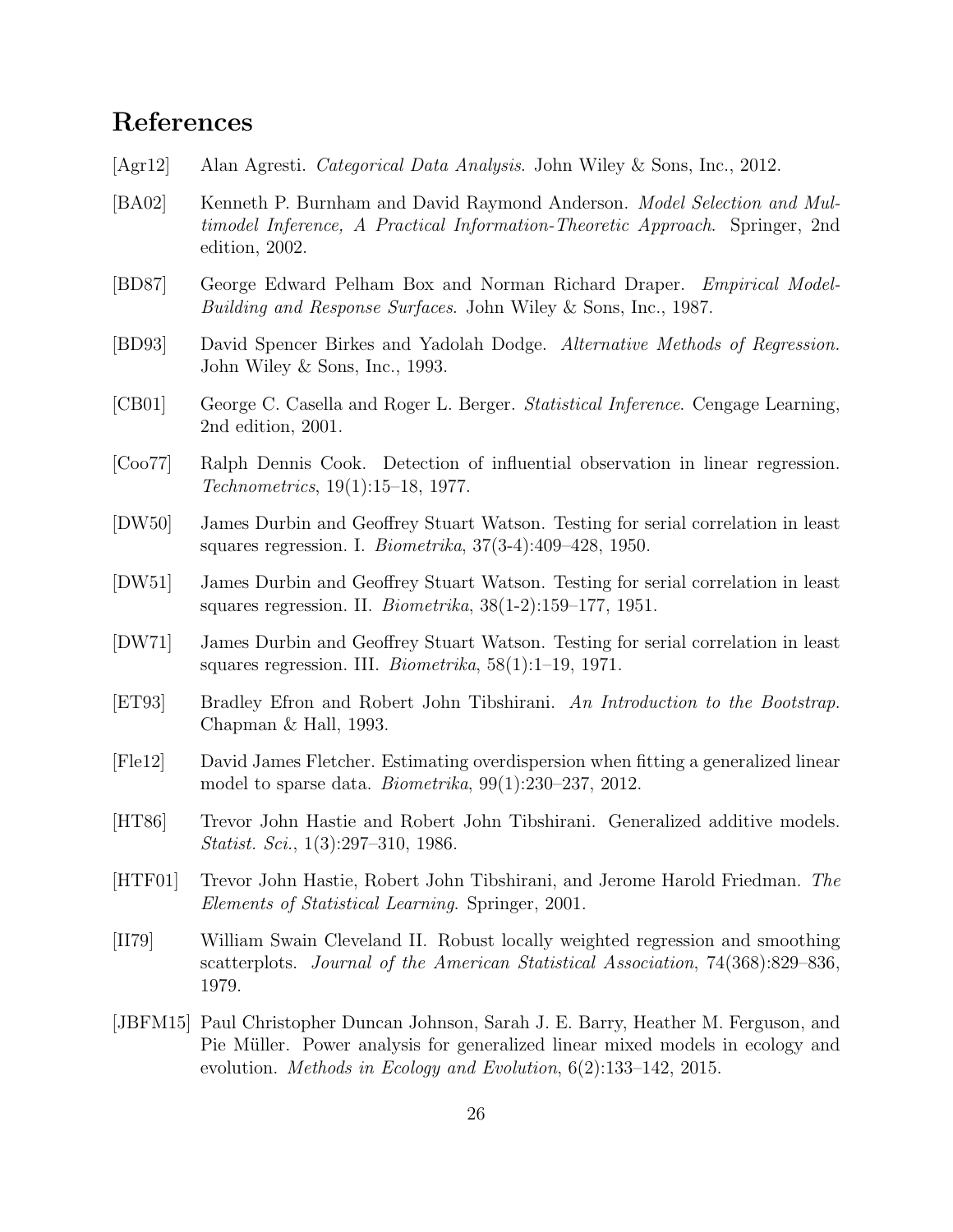# References

[Agr12] Alan Agresti. *Categorical Data Analysis*. John Wiley & Sons, Inc., 2012.

[BA02] Kenneth P. Burnham and David Raymond Anderson. *Model Selection and Multimodel Inference, A Practical Information-Theoretic Approach*. Springer, 2nd edition, 2002.

[BD87] George Edward Pelham Box and Norman Richard Draper. *Empirical Model-Building and Response Surfaces*. John Wiley & Sons, Inc., 1987.

[BD93] David Spencer Birkes and Yadolah Dodge. *Alternative Methods of Regression.* John Wiley & Sons, Inc., 1993.

[CB01] George C. Casella and Roger L. Berger. *Statistical Inference*. Cengage Learning, 2nd edition, 2001.

[Coo77] Ralph Dennis Cook. Detection of influential observation in linear regression. *Technometrics*, 19(1):15–18, 1977.

[DW50] James Durbin and Geoffrey Stuart Watson. Testing for serial correlation in least squares regression. I. *Biometrika*, 37(3-4):409–428, 1950.

[DW51] James Durbin and Geoffrey Stuart Watson. Testing for serial correlation in least squares regression. II. *Biometrika*, 38(1-2):159–177, 1951.

[DW71] James Durbin and Geoffrey Stuart Watson. Testing for serial correlation in least squares regression. III. *Biometrika*, 58(1):1–19, 1971.

[ET93] Bradley Efron and Robert John Tibshirani. *An Introduction to the Bootstrap.* Chapman & Hall, 1993.

[Fle12] David James Fletcher. Estimating overdispersion when fitting a generalized linear model to sparse data. *Biometrika*, 99(1):230–237, 2012.

[HT86] Trevor John Hastie and Robert John Tibshirani. Generalized additive models. *Statist. Sci.*, 1(3):297–310, 1986.

[HTF01] Trevor John Hastie, Robert John Tibshirani, and Jerome Harold Friedman. *The Elements of Statistical Learning.* Springer, 2001.

[II79] William Swain Cleveland II. Robust locally weighted regression and smoothing scatterplots. *Journal of the American Statistical Association*, 74(368):829–836, 1979.

[JBFM15] Paul Christopher Duncan Johnson, Sarah J. E. Barry, Heather M. Ferguson, and Pie Müller. Power analysis for generalized linear mixed models in ecology and evolution. *Methods in Ecology and Evolution*, 6(2):133–142, 2015.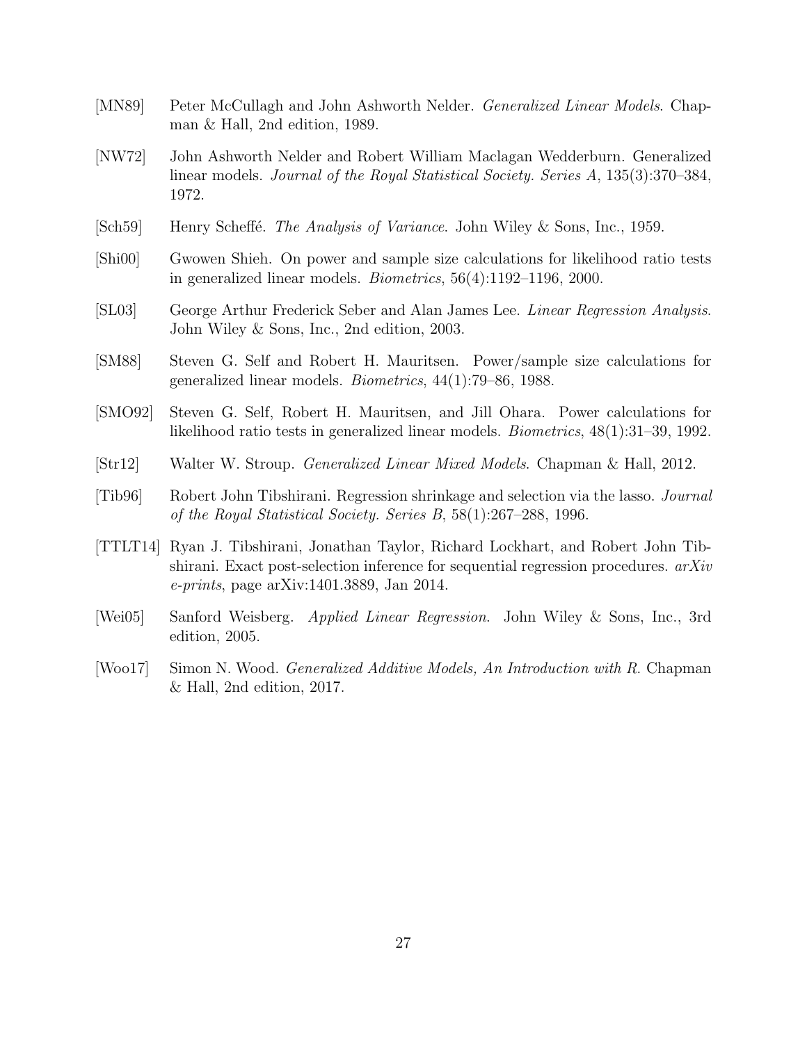[MN89] Peter McCullagh and John Ashworth Nelder. *Generalized Linear Models*. Chapman & Hall, 2nd edition, 1989.

[NW72] John Ashworth Nelder and Robert William Maclagan Wedderburn. Generalized linear models. *Journal of the Royal Statistical Society. Series A*, 135(3):370–384, 1972.

[Sch59] Henry Scheffé. *The Analysis of Variance*. John Wiley & Sons, Inc., 1959.

[Shi00] Gwowen Shieh. On power and sample size calculations for likelihood ratio tests in generalized linear models. *Biometrics*, 56(4):1192–1196, 2000.

[SL03] George Arthur Frederick Seber and Alan James Lee. *Linear Regression Analysis*. John Wiley & Sons, Inc., 2nd edition, 2003.

[SM88] Steven G. Self and Robert H. Mauritsen. Power/sample size calculations for generalized linear models. *Biometrics*, 44(1):79–86, 1988.

[SMO92] Steven G. Self, Robert H. Mauritsen, and Jill Ohara. Power calculations for likelihood ratio tests in generalized linear models. *Biometrics*, 48(1):31–39, 1992.

[Str12] Walter W. Stroup. *Generalized Linear Mixed Models*. Chapman & Hall, 2012.

[Tib96] Robert John Tibshirani. Regression shrinkage and selection via the lasso. *Journal of the Royal Statistical Society. Series B*, 58(1):267–288, 1996.

[TTLT14] Ryan J. Tibshirani, Jonathan Taylor, Richard Lockhart, and Robert John Tibshirani. Exact post-selection inference for sequential regression procedures. *arXiv e-prints*, page arXiv:1401.3889, Jan 2014.

[Wei05] Sanford Weisberg. *Applied Linear Regression*. John Wiley & Sons, Inc., 3rd edition, 2005.

[Woo17] Simon N. Wood. *Generalized Additive Models, An Introduction with R*. Chapman & Hall, 2nd edition, 2017.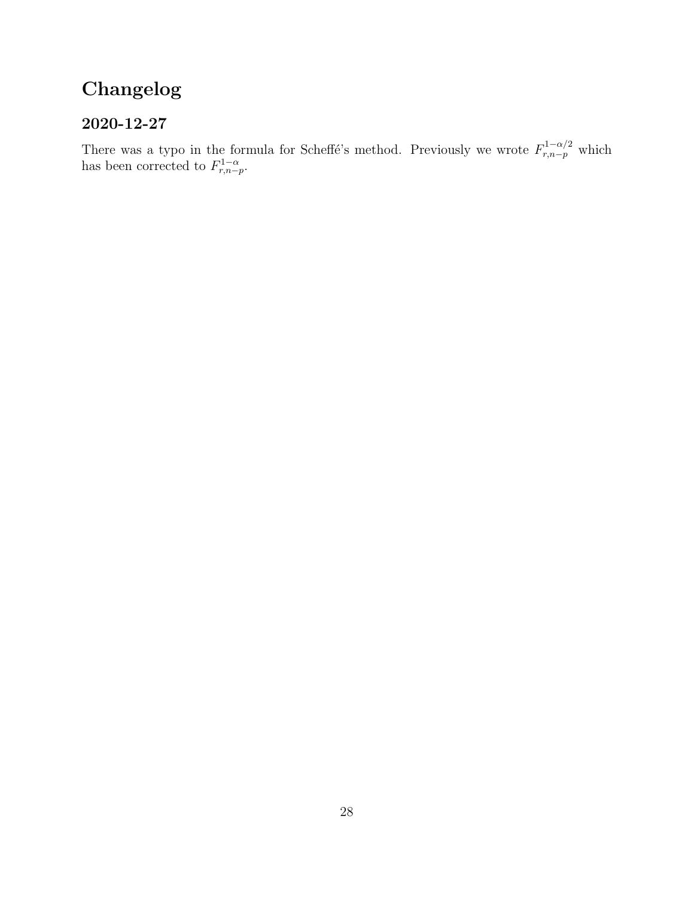# Changelog

## 2020-12-27

There was a typo in the formula for Scheffé's method. Previously we wrote $F^{1-\alpha/2}_{r,n-p}$ which has been corrected to $F^{1-\alpha}_{r,n-p}$.